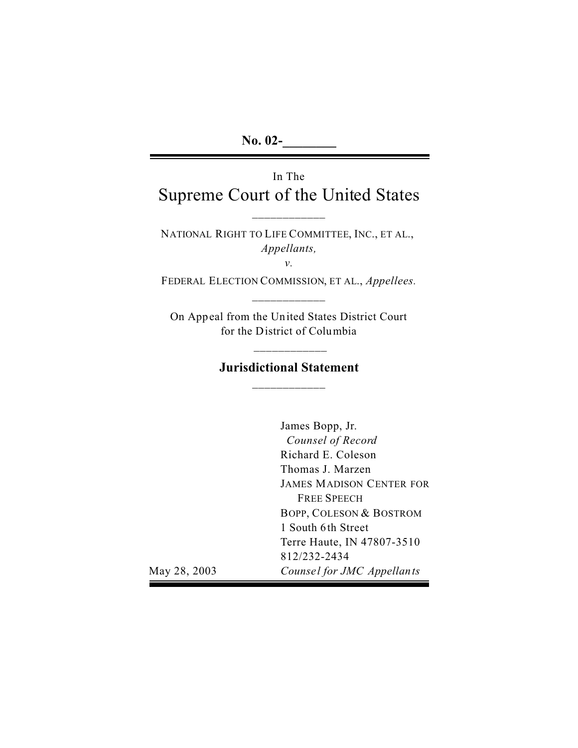**No. 02-________**

In The

# Supreme Court of the United States

———————

NATIONAL RIGHT TO LIFE COMMITTEE, INC., ET AL.,
*Appellants,*

*v.*

FEDERAL ELECTION COMMISSION, ET AL., *Appellees.*

———————

On Appeal from the United States District Court
for the District of Columbia

———————

## Jurisdictional Statement

———————

James Bopp, Jr.
*Counsel of Record*
Richard E. Coleson
Thomas J. Marzen
JAMES MADISON CENTER FOR FREE SPEECH
BOPP, COLESON & BOSTROM
1 South 6th Street
Terre Haute, IN 47807-3510
812/232-2434
*Counsel for JMC Appellants*

May 28, 2003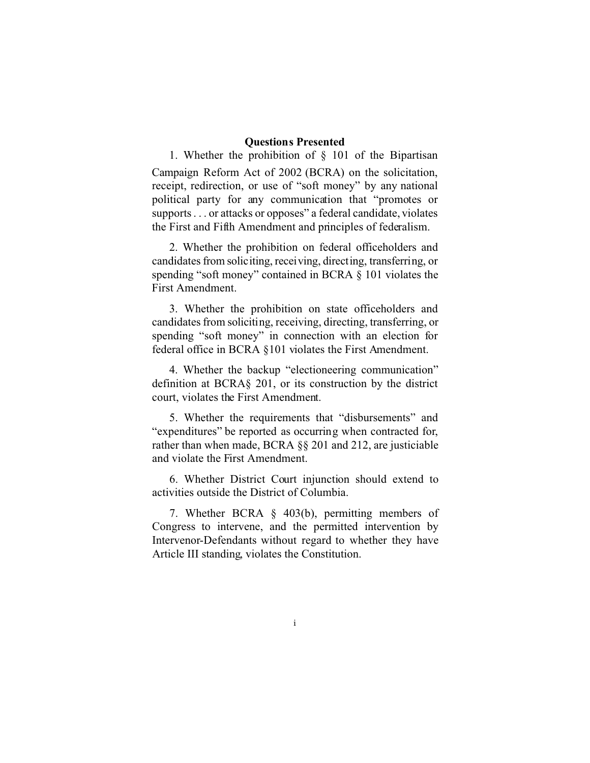## Questions Presented

1. Whether the prohibition of § 101 of the Bipartisan Campaign Reform Act of 2002 (BCRA) on the solicitation, receipt, redirection, or use of "soft money" by any national political party for any communication that "promotes or supports . . . or attacks or opposes" a federal candidate, violates the First and Fifth Amendment and principles of federalism.

2. Whether the prohibition on federal officeholders and candidates from soliciting, receiving, directing, transferring, or spending "soft money" contained in BCRA § 101 violates the First Amendment.

3. Whether the prohibition on state officeholders and candidates from soliciting, receiving, directing, transferring, or spending "soft money" in connection with an election for federal office in BCRA §101 violates the First Amendment.

4. Whether the backup "electioneering communication" definition at BCRA§ 201, or its construction by the district court, violates the First Amendment.

5. Whether the requirements that "disbursements" and "expenditures" be reported as occurring when contracted for, rather than when made, BCRA §§ 201 and 212, are justiciable and violate the First Amendment.

6. Whether District Court injunction should extend to activities outside the District of Columbia.

7. Whether BCRA § 403(b), permitting members of Congress to intervene, and the permitted intervention by Intervenor-Defendants without regard to whether they have Article III standing, violates the Constitution.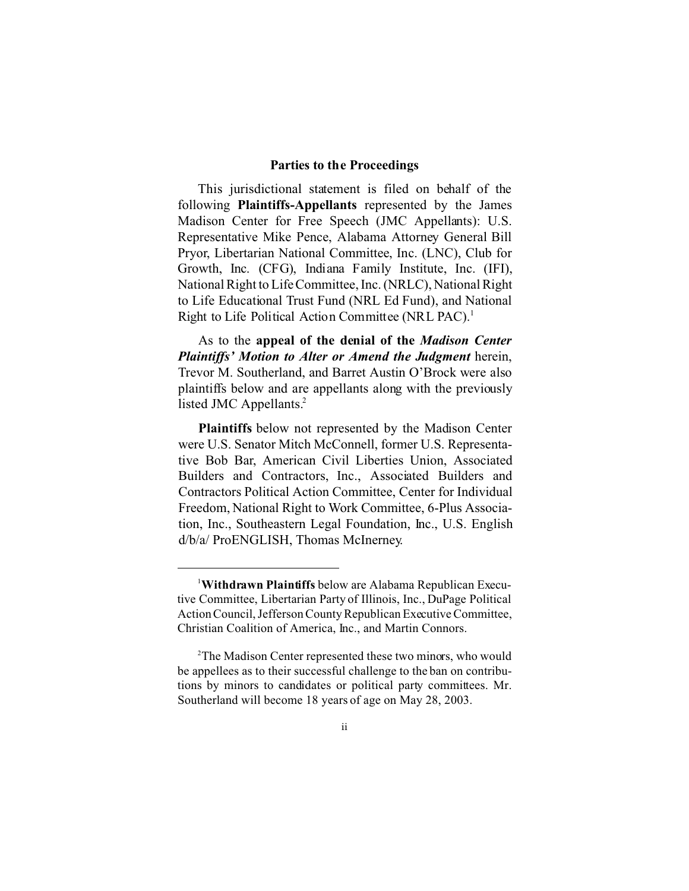## Parties to the Proceedings

This jurisdictional statement is filed on behalf of the following **Plaintiffs-Appellants** represented by the James Madison Center for Free Speech (JMC Appellants): U.S. Representative Mike Pence, Alabama Attorney General Bill Pryor, Libertarian National Committee, Inc. (LNC), Club for Growth, Inc. (CFG), Indiana Family Institute, Inc. (IFI), National Right to Life Committee, Inc. (NRLC), National Right to Life Educational Trust Fund (NRL Ed Fund), and National Right to Life Political Action Committee (NRL PAC).[1]

As to the **appeal of the denial of the *Madison Center Plaintiffs' Motion to Alter or Amend the Judgment*** herein, Trevor M. Southerland, and Barret Austin O'Brock were also plaintiffs below and are appellants along with the previously listed JMC Appellants.[2]

**Plaintiffs** below not represented by the Madison Center were U.S. Senator Mitch McConnell, former U.S. Representative Bob Bar, American Civil Liberties Union, Associated Builders and Contractors, Inc., Associated Builders and Contractors Political Action Committee, Center for Individual Freedom, National Right to Work Committee, 6-Plus Association, Inc., Southeastern Legal Foundation, Inc., U.S. English d/b/a/ ProENGLISH, Thomas McInerney.

---

[1] **Withdrawn Plaintiffs** below are Alabama Republican Executive Committee, Libertarian Party of Illinois, Inc., DuPage Political Action Council, Jefferson County Republican Executive Committee, Christian Coalition of America, Inc., and Martin Connors.

[2] The Madison Center represented these two minors, who would be appellees as to their successful challenge to the ban on contributions by minors to candidates or political party committees. Mr. Southerland will become 18 years of age on May 28, 2003.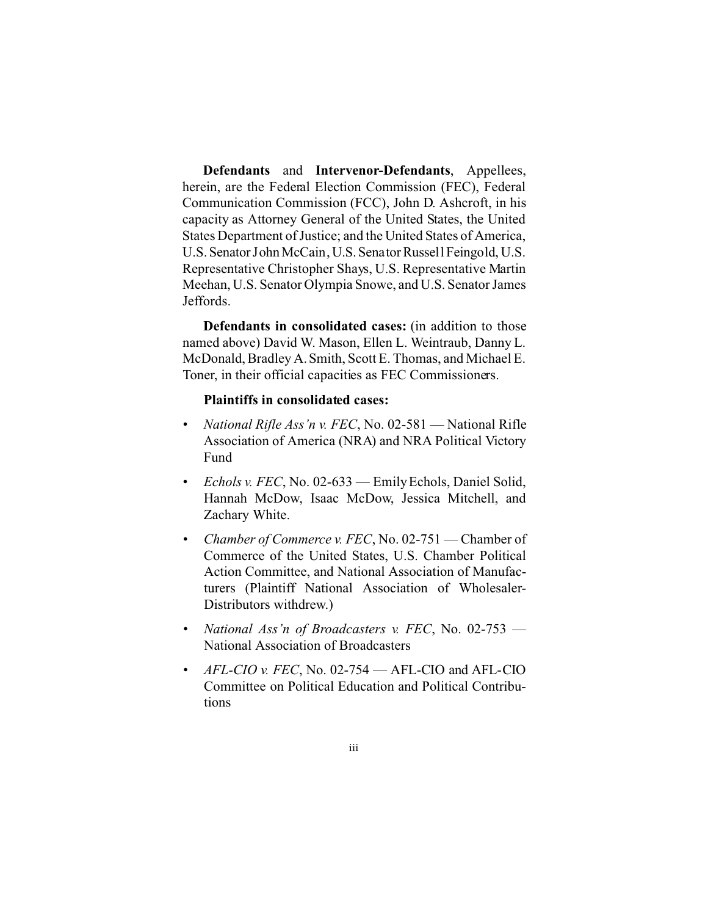**Defendants** and **Intervenor-Defendants**, Appellees, herein, are the Federal Election Commission (FEC), Federal Communication Commission (FCC), John D. Ashcroft, in his capacity as Attorney General of the United States, the United States Department of Justice; and the United States of America, U.S. Senator John McCain, U.S. Senator Russell Feingold, U.S. Representative Christopher Shays, U.S. Representative Martin Meehan, U.S. Senator Olympia Snowe, and U.S. Senator James Jeffords.

**Defendants in consolidated cases:** (in addition to those named above) David W. Mason, Ellen L. Weintraub, Danny L. McDonald, Bradley A. Smith, Scott E. Thomas, and Michael E. Toner, in their official capacities as FEC Commissioners.

**Plaintiffs in consolidated cases:**

- *National Rifle Ass'n v. FEC*, No. 02-581 — National Rifle Association of America (NRA) and NRA Political Victory Fund
- *Echols v. FEC*, No. 02-633 — Emily Echols, Daniel Solid, Hannah McDow, Isaac McDow, Jessica Mitchell, and Zachary White.
- *Chamber of Commerce v. FEC*, No. 02-751 — Chamber of Commerce of the United States, U.S. Chamber Political Action Committee, and National Association of Manufacturers (Plaintiff National Association of Wholesaler-Distributors withdrew.)
- *National Ass'n of Broadcasters v. FEC*, No. 02-753 — National Association of Broadcasters
- *AFL-CIO v. FEC*, No. 02-754 — AFL-CIO and AFL-CIO Committee on Political Education and Political Contributions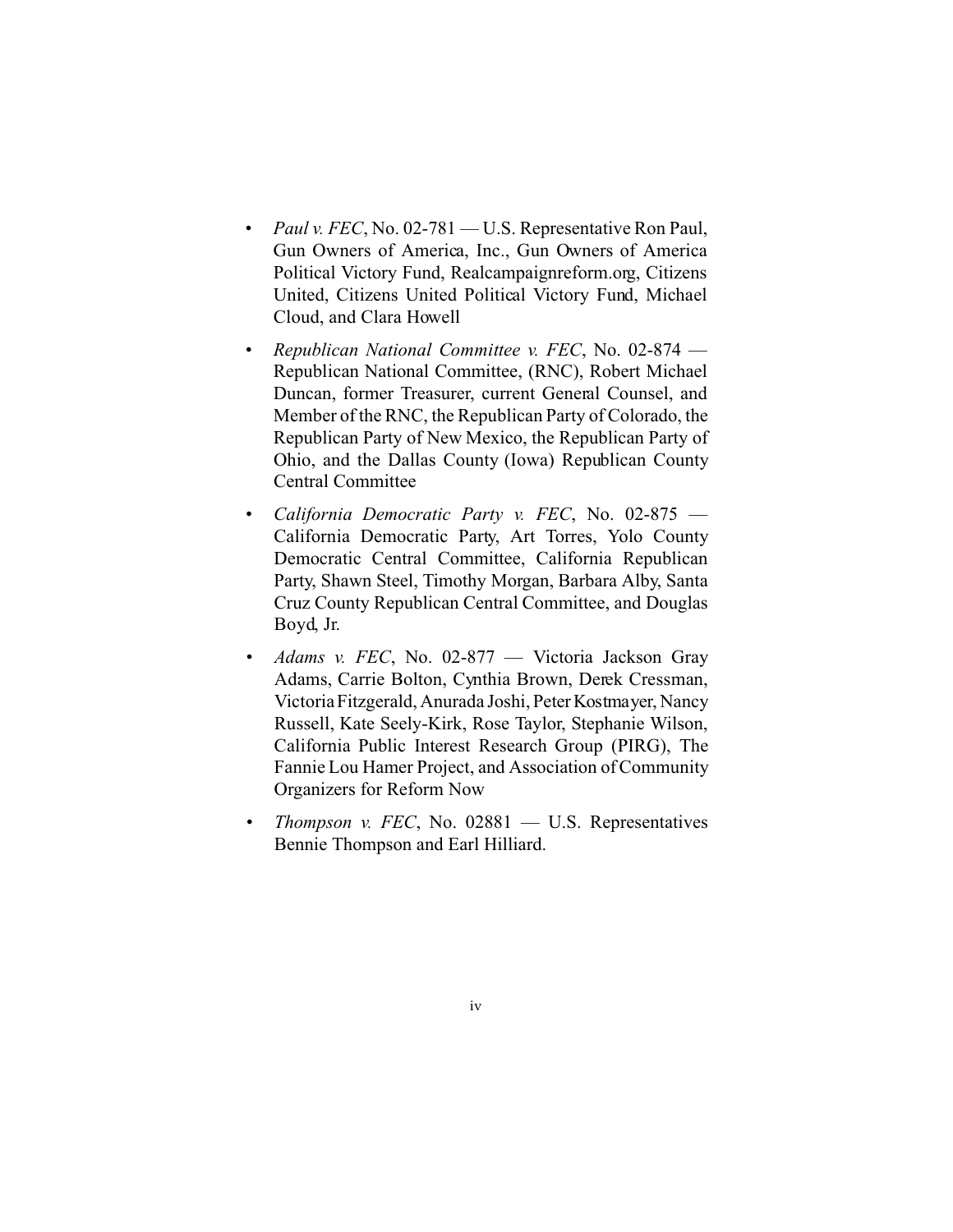- *Paul v. FEC*, No. 02-781 — U.S. Representative Ron Paul, Gun Owners of America, Inc., Gun Owners of America Political Victory Fund, Realcampaignreform.org, Citizens United, Citizens United Political Victory Fund, Michael Cloud, and Clara Howell
- *Republican National Committee v. FEC*, No. 02-874 — Republican National Committee, (RNC), Robert Michael Duncan, former Treasurer, current General Counsel, and Member of the RNC, the Republican Party of Colorado, the Republican Party of New Mexico, the Republican Party of Ohio, and the Dallas County (Iowa) Republican County Central Committee
- *California Democratic Party v. FEC*, No. 02-875 — California Democratic Party, Art Torres, Yolo County Democratic Central Committee, California Republican Party, Shawn Steel, Timothy Morgan, Barbara Alby, Santa Cruz County Republican Central Committee, and Douglas Boyd, Jr.
- *Adams v. FEC*, No. 02-877 — Victoria Jackson Gray Adams, Carrie Bolton, Cynthia Brown, Derek Cressman, Victoria Fitzgerald, Anurada Joshi, Peter Kostmayer, Nancy Russell, Kate Seely-Kirk, Rose Taylor, Stephanie Wilson, California Public Interest Research Group (PIRG), The Fannie Lou Hamer Project, and Association of Community Organizers for Reform Now
- *Thompson v. FEC*, No. 02881 — U.S. Representatives Bennie Thompson and Earl Hilliard.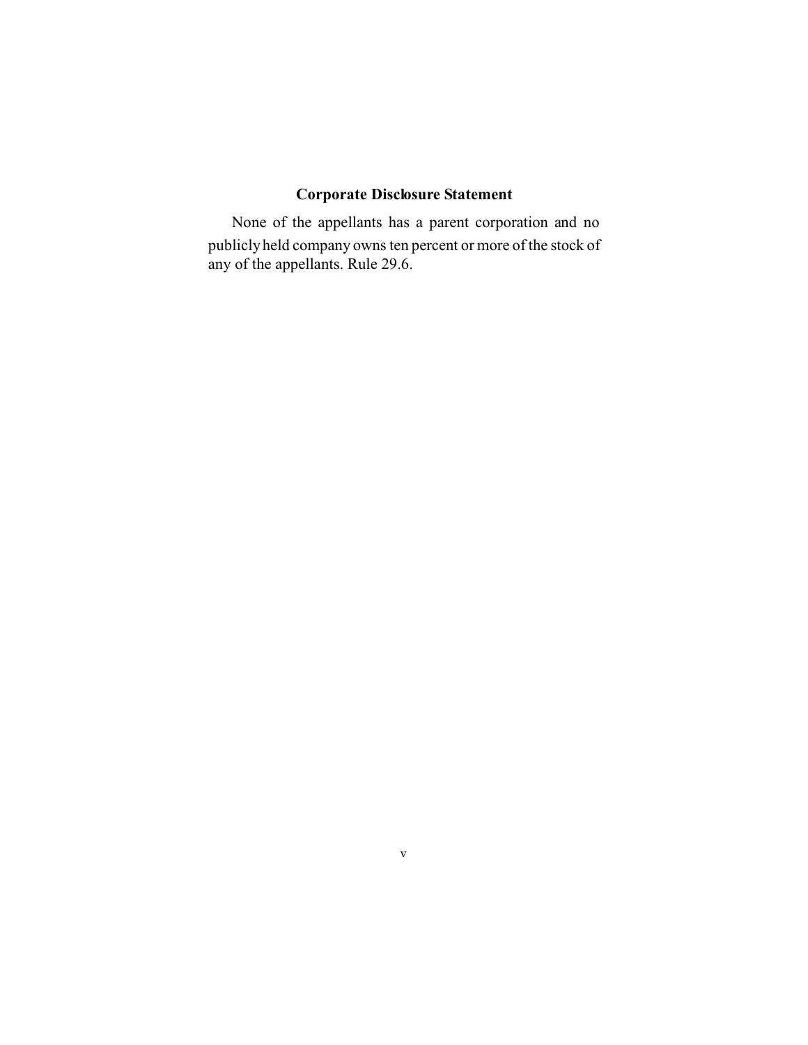## Corporate Disclosure Statement

None of the appellants has a parent corporation and no publicly held company owns ten percent or more of the stock of any of the appellants. Rule 29.6.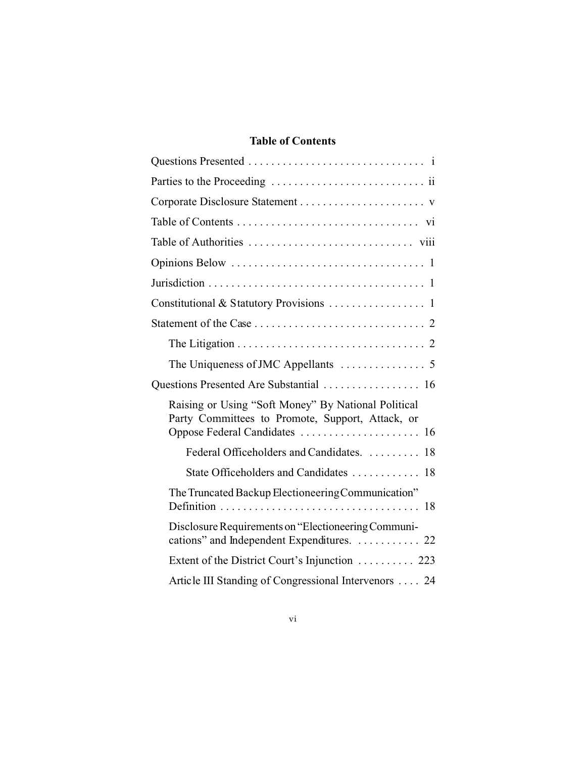## Table of Contents

Questions Presented . . . . . . . . . . . . . . . . . . . . . . . . . . . . . . i

Parties to the Proceeding . . . . . . . . . . . . . . . . . . . . . . . . . . . ii

Corporate Disclosure Statement . . . . . . . . . . . . . . . . . . . . . . v

Table of Contents . . . . . . . . . . . . . . . . . . . . . . . . . . . . . . . . vi

Table of Authorities . . . . . . . . . . . . . . . . . . . . . . . . . . . . . viii

Opinions Below . . . . . . . . . . . . . . . . . . . . . . . . . . . . . . . . . 1

Jurisdiction . . . . . . . . . . . . . . . . . . . . . . . . . . . . . . . . . . . . 1

Constitutional & Statutory Provisions . . . . . . . . . . . . . . . . . 1

Statement of the Case . . . . . . . . . . . . . . . . . . . . . . . . . . . . . 2

- The Litigation . . . . . . . . . . . . . . . . . . . . . . . . . . . . . . . . . 2
- The Uniqueness of JMC Appellants . . . . . . . . . . . . . . . 5

Questions Presented Are Substantial . . . . . . . . . . . . . . . . . 16

- Raising or Using "Soft Money" By National Political Party Committees to Promote, Support, Attack, or Oppose Federal Candidates . . . . . . . . . . . . . . . . . . . . . 16
  - Federal Officeholders and Candidates. . . . . . . . . . 18
  - State Officeholders and Candidates . . . . . . . . . . . . 18
- The Truncated Backup Electioneering Communication" Definition . . . . . . . . . . . . . . . . . . . . . . . . . . . . . . . . . . . 18
- Disclosure Requirements on "Electioneering Communications" and Independent Expenditures. . . . . . . . . . . 22
- Extent of the District Court's Injunction . . . . . . . . . . 223
- Article III Standing of Congressional Intervenors . . . . 24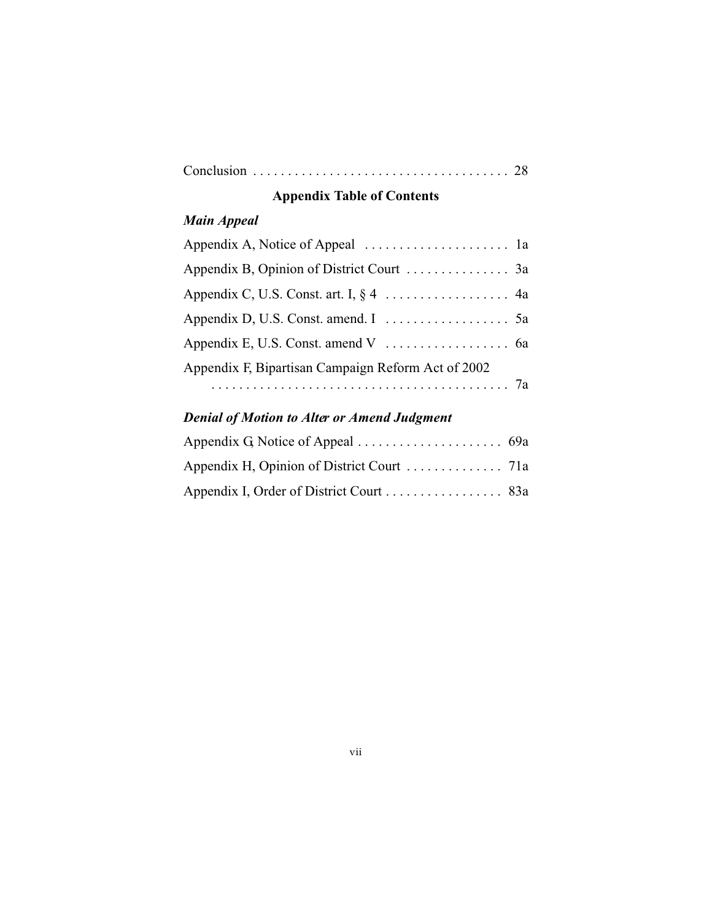Conclusion . . . . . . . . . . . . . . . . . . . . . . . . . . . . . . . . . . . . 28

## Appendix Table of Contents

### *Main Appeal*

Appendix A, Notice of Appeal . . . . . . . . . . . . . . . . . . . . . 1a

Appendix B, Opinion of District Court . . . . . . . . . . . . . . . 3a

Appendix C, U.S. Const. art. I, § 4 . . . . . . . . . . . . . . . . . . 4a

Appendix D, U.S. Const. amend. I . . . . . . . . . . . . . . . . . . 5a

Appendix E, U.S. Const. amend V . . . . . . . . . . . . . . . . . . 6a

Appendix F, Bipartisan Campaign Reform Act of 2002 . . . . . . . . . . . . . . . . . . . . . . . . . . . . . . . . . . . . . . . . . . . 7a

### *Denial of Motion to Alter or Amend Judgment*

Appendix G, Notice of Appeal . . . . . . . . . . . . . . . . . . . . . 69a

Appendix H, Opinion of District Court . . . . . . . . . . . . . . 71a

Appendix I, Order of District Court . . . . . . . . . . . . . . . . . 83a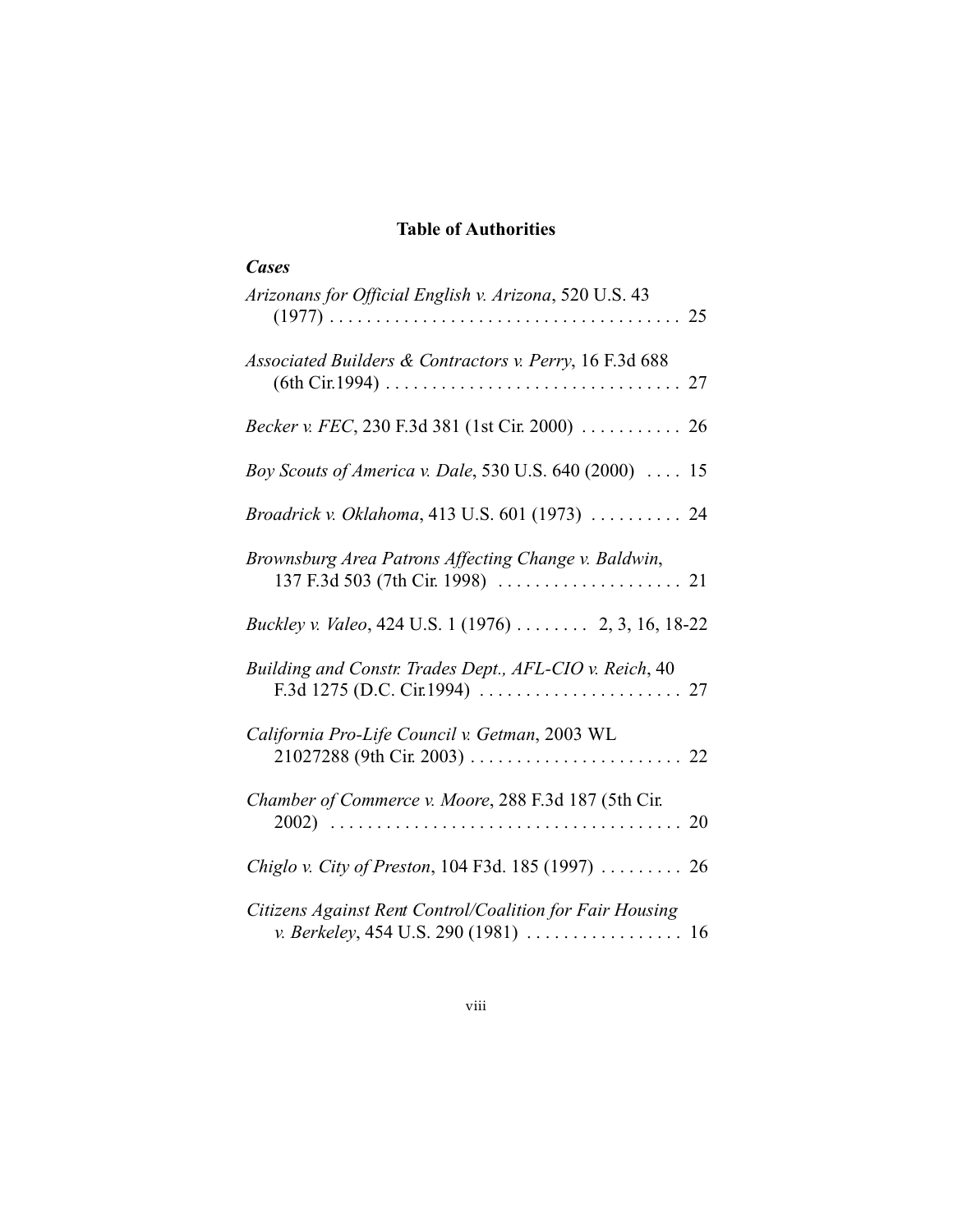# Table of Authorities

### *Cases*

*Arizonans for Official English v. Arizona*, 520 U.S. 43 (1977) . . . . . . . . . . . . . . . . . . . . . . . . . . . . . . . . . . . . . . 25

*Associated Builders & Contractors v. Perry*, 16 F.3d 688 (6th Cir.1994) . . . . . . . . . . . . . . . . . . . . . . . . . . . . . . . . 27

*Becker v. FEC*, 230 F.3d 381 (1st Cir. 2000) . . . . . . . . . . . 26

*Boy Scouts of America v. Dale*, 530 U.S. 640 (2000) . . . . 15

*Broadrick v. Oklahoma*, 413 U.S. 601 (1973) . . . . . . . . . . 24

*Brownsburg Area Patrons Affecting Change v. Baldwin*, 137 F.3d 503 (7th Cir. 1998) . . . . . . . . . . . . . . . . . . . . 21

*Buckley v. Valeo*, 424 U.S. 1 (1976) . . . . . . . . 2, 3, 16, 18-22

*Building and Constr. Trades Dept., AFL-CIO v. Reich*, 40 F.3d 1275 (D.C. Cir.1994) . . . . . . . . . . . . . . . . . . . . . . 27

*California Pro-Life Council v. Getman*, 2003 WL 21027288 (9th Cir. 2003) . . . . . . . . . . . . . . . . . . . . . . . 22

*Chamber of Commerce v. Moore*, 288 F.3d 187 (5th Cir. 2002) . . . . . . . . . . . . . . . . . . . . . . . . . . . . . . . . . . . . . . 20

*Chiglo v. City of Preston*, 104 F3d. 185 (1997) . . . . . . . . . 26

*Citizens Against Rent Control/Coalition for Fair Housing v. Berkeley*, 454 U.S. 290 (1981) . . . . . . . . . . . . . . . . . 16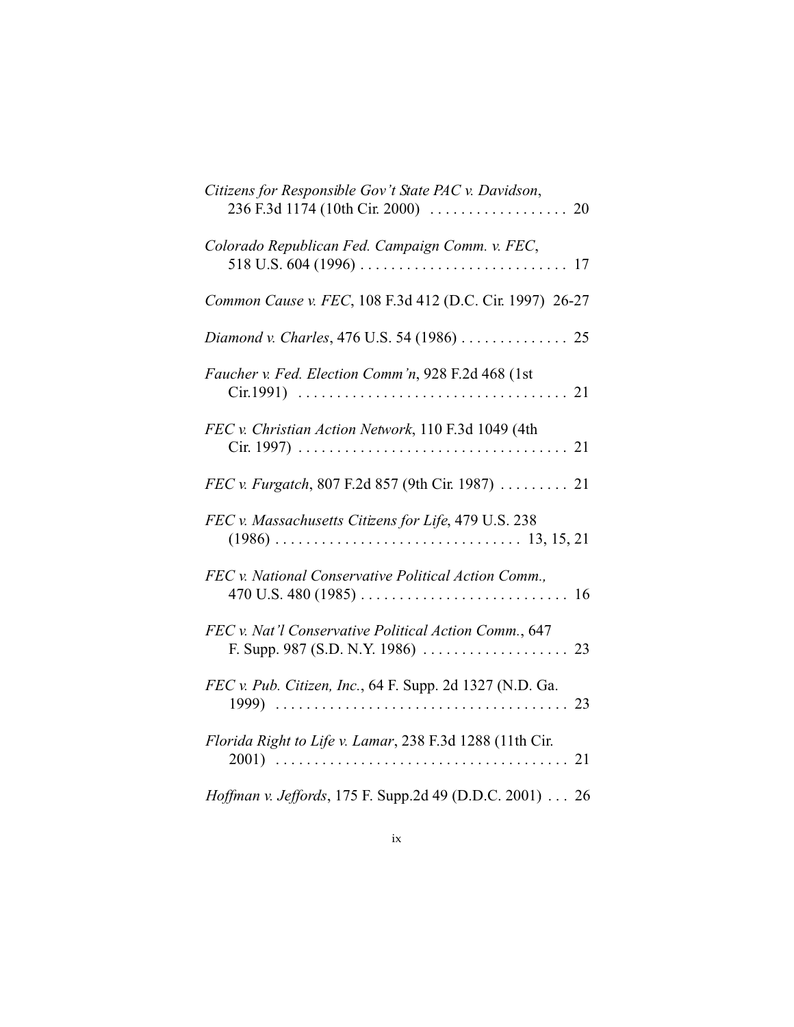*Citizens for Responsible Gov't State PAC v. Davidson*, 236 F.3d 1174 (10th Cir. 2000) . . . . . . . . . . . . . . . . . . 20

*Colorado Republican Fed. Campaign Comm. v. FEC*, 518 U.S. 604 (1996) . . . . . . . . . . . . . . . . . . . . . . . . . . . 17

*Common Cause v. FEC*, 108 F.3d 412 (D.C. Cir. 1997) 26-27

*Diamond v. Charles*, 476 U.S. 54 (1986) . . . . . . . . . . . . . . 25

*Faucher v. Fed. Election Comm'n*, 928 F.2d 468 (1st Cir.1991) . . . . . . . . . . . . . . . . . . . . . . . . . . . . . . . . . . 21

*FEC v. Christian Action Network*, 110 F.3d 1049 (4th Cir. 1997) . . . . . . . . . . . . . . . . . . . . . . . . . . . . . . . . . . . 21

*FEC v. Furgatch*, 807 F.2d 857 (9th Cir. 1987) . . . . . . . . . 21

*FEC v. Massachusetts Citizens for Life*, 479 U.S. 238 (1986) . . . . . . . . . . . . . . . . . . . . . . . . . . . . . . . 13, 15, 21

*FEC v. National Conservative Political Action Comm.*, 470 U.S. 480 (1985) . . . . . . . . . . . . . . . . . . . . . . . . . . . 16

*FEC v. Nat'l Conservative Political Action Comm.*, 647 F. Supp. 987 (S.D. N.Y. 1986) . . . . . . . . . . . . . . . . . . . 23

*FEC v. Pub. Citizen, Inc.*, 64 F. Supp. 2d 1327 (N.D. Ga. 1999) . . . . . . . . . . . . . . . . . . . . . . . . . . . . . . . . . . . . . . 23

*Florida Right to Life v. Lamar*, 238 F.3d 1288 (11th Cir. 2001) . . . . . . . . . . . . . . . . . . . . . . . . . . . . . . . . . . . . . . 21

*Hoffman v. Jeffords*, 175 F. Supp.2d 49 (D.D.C. 2001) . . . 26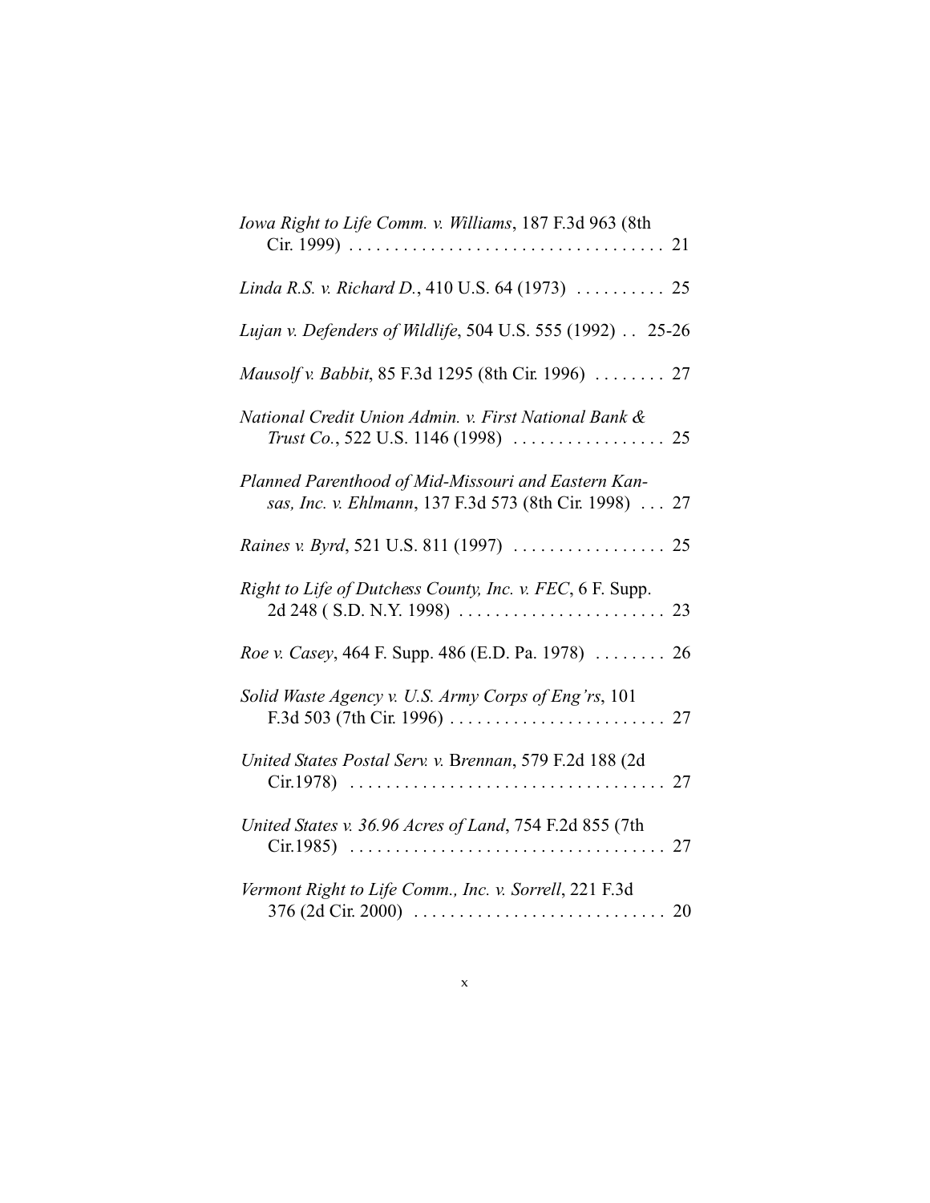*Iowa Right to Life Comm. v. Williams*, 187 F.3d 963 (8th Cir. 1999) . . . . . . . . . . . . . . . . . . . . . . . . . . . . . . . . . . . 21

*Linda R.S. v. Richard D.*, 410 U.S. 64 (1973) . . . . . . . . . . 25

*Lujan v. Defenders of Wildlife*, 504 U.S. 555 (1992) . . 25-26

*Mausolf v. Babbit*, 85 F.3d 1295 (8th Cir. 1996) . . . . . . . . 27

*National Credit Union Admin. v. First National Bank & Trust Co.*, 522 U.S. 1146 (1998) . . . . . . . . . . . . . . . . . 25

*Planned Parenthood of Mid-Missouri and Eastern Kansas, Inc. v. Ehlmann*, 137 F.3d 573 (8th Cir. 1998) . . . 27

*Raines v. Byrd*, 521 U.S. 811 (1997) . . . . . . . . . . . . . . . . . 25

*Right to Life of Dutchess County, Inc. v. FEC*, 6 F. Supp. 2d 248 ( S.D. N.Y. 1998) . . . . . . . . . . . . . . . . . . . . . . . 23

*Roe v. Casey*, 464 F. Supp. 486 (E.D. Pa. 1978) . . . . . . . . 26

*Solid Waste Agency v. U.S. Army Corps of Eng'rs*, 101 F.3d 503 (7th Cir. 1996) . . . . . . . . . . . . . . . . . . . . . . . . 27

*United States Postal Serv. v.* Brennan, 579 F.2d 188 (2d Cir.1978) . . . . . . . . . . . . . . . . . . . . . . . . . . . . . . . . . . . 27

*United States v. 36.96 Acres of Land*, 754 F.2d 855 (7th Cir.1985) . . . . . . . . . . . . . . . . . . . . . . . . . . . . . . . . . . . 27

*Vermont Right to Life Comm., Inc. v. Sorrell*, 221 F.3d 376 (2d Cir. 2000) . . . . . . . . . . . . . . . . . . . . . . . . . . . . 20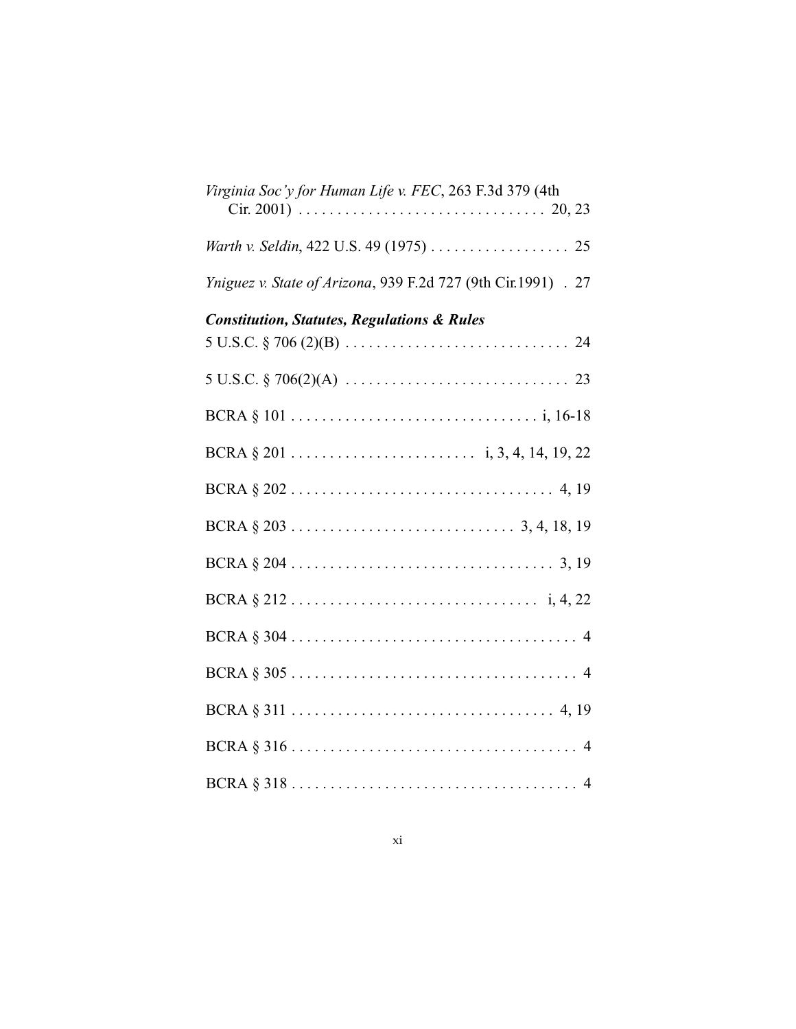*Virginia Soc'y for Human Life v. FEC*, 263 F.3d 379 (4th Cir. 2001) . . . . . . . . . . . . . . . . . . . . . . . . . . . . . . . . 20, 23

*Warth v. Seldin*, 422 U.S. 49 (1975) . . . . . . . . . . . . . . . . . . 25

*Yniguez v. State of Arizona*, 939 F.2d 727 (9th Cir.1991) . 27

***Constitution, Statutes, Regulations & Rules***

5 U.S.C. § 706 (2)(B) . . . . . . . . . . . . . . . . . . . . . . . . . . . . . 24

5 U.S.C. § 706(2)(A) . . . . . . . . . . . . . . . . . . . . . . . . . . . . . 23

BCRA § 101 . . . . . . . . . . . . . . . . . . . . . . . . . . . . . . . . i, 16-18

BCRA § 201 . . . . . . . . . . . . . . . . . . . . . . . . i, 3, 4, 14, 19, 22

BCRA § 202 . . . . . . . . . . . . . . . . . . . . . . . . . . . . . . . . . . 4, 19

BCRA § 203 . . . . . . . . . . . . . . . . . . . . . . . . . . . . . 3, 4, 18, 19

BCRA § 204 . . . . . . . . . . . . . . . . . . . . . . . . . . . . . . . . . . 3, 19

BCRA § 212 . . . . . . . . . . . . . . . . . . . . . . . . . . . . . . . i, 4, 22

BCRA § 304 . . . . . . . . . . . . . . . . . . . . . . . . . . . . . . . . . . . . . 4

BCRA § 305 . . . . . . . . . . . . . . . . . . . . . . . . . . . . . . . . . . . . . 4

BCRA § 311 . . . . . . . . . . . . . . . . . . . . . . . . . . . . . . . . . . 4, 19

BCRA § 316 . . . . . . . . . . . . . . . . . . . . . . . . . . . . . . . . . . . . . 4

BCRA § 318 . . . . . . . . . . . . . . . . . . . . . . . . . . . . . . . . . . . . . 4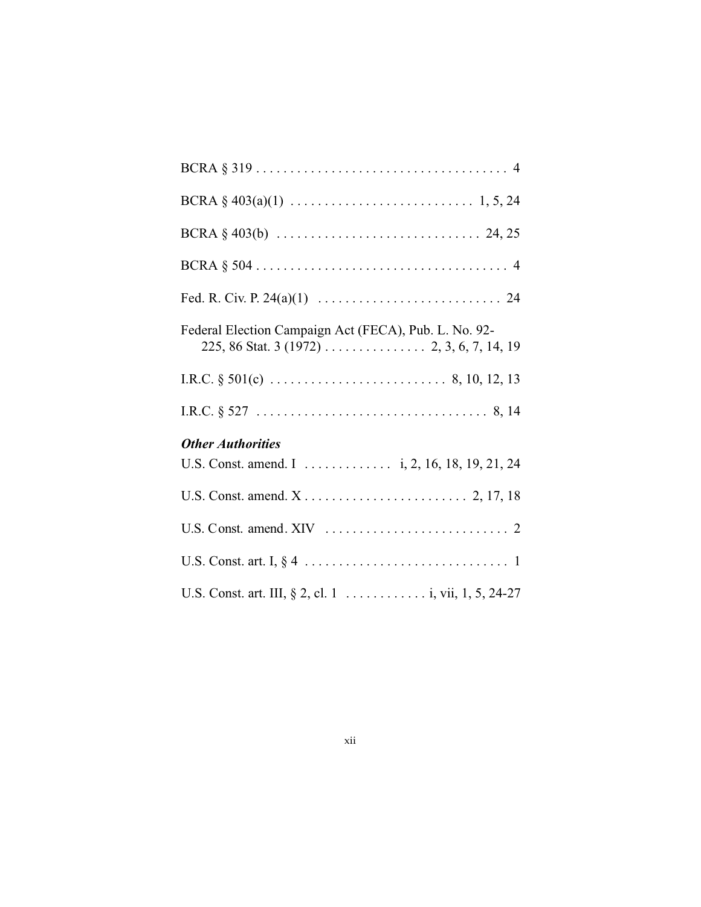BCRA § 319 . . . . . . . . . . . . . . . . . . . . . . . . . . . . . . . . . . . . . 4

BCRA § 403(a)(1) . . . . . . . . . . . . . . . . . . . . . . . . . . . 1, 5, 24

BCRA § 403(b) . . . . . . . . . . . . . . . . . . . . . . . . . . . . . . 24, 25

BCRA § 504 . . . . . . . . . . . . . . . . . . . . . . . . . . . . . . . . . . . . . 4

Fed. R. Civ. P. 24(a)(1) . . . . . . . . . . . . . . . . . . . . . . . . . . . 24

Federal Election Campaign Act (FECA), Pub. L. No. 92-225, 86 Stat. 3 (1972) . . . . . . . . . . . . . . . 2, 3, 6, 7, 14, 19

I.R.C. § 501(c) . . . . . . . . . . . . . . . . . . . . . . . . . . 8, 10, 12, 13

I.R.C. § 527 . . . . . . . . . . . . . . . . . . . . . . . . . . . . . . . . . . 8, 14

***Other Authorities***

U.S. Const. amend. I . . . . . . . . . . . . . i, 2, 16, 18, 19, 21, 24

U.S. Const. amend. X . . . . . . . . . . . . . . . . . . . . . . . . 2, 17, 18

U.S. Const. amend. XIV . . . . . . . . . . . . . . . . . . . . . . . . . . . 2

U.S. Const. art. I, § 4 . . . . . . . . . . . . . . . . . . . . . . . . . . . . . . 1

U.S. Const. art. III, § 2, cl. 1 . . . . . . . . . . . . i, vii, 1, 5, 24-27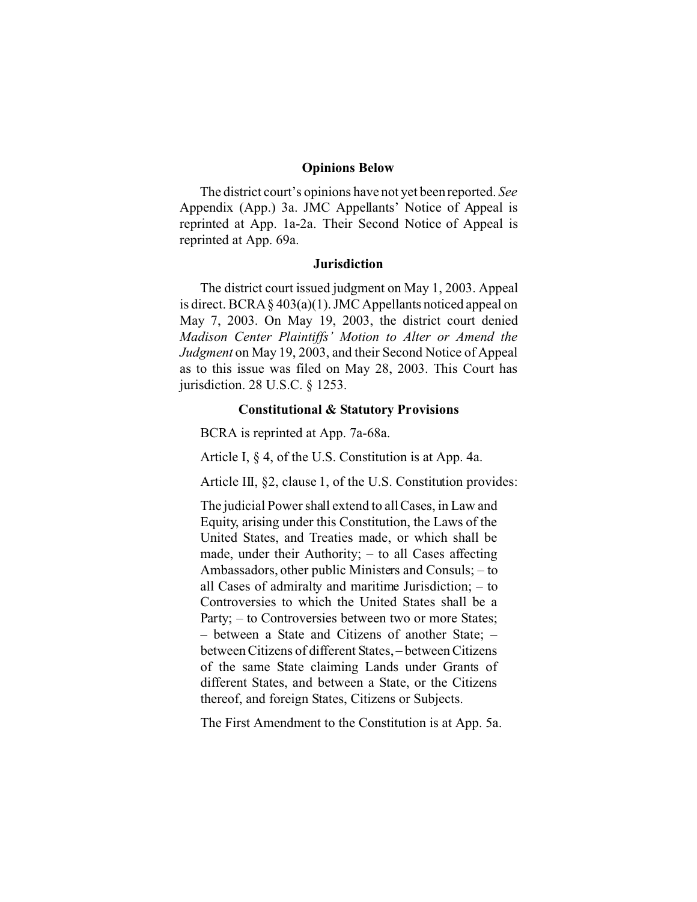## Opinions Below

The district court's opinions have not yet been reported. *See* Appendix (App.) 3a. JMC Appellants' Notice of Appeal is reprinted at App. 1a-2a. Their Second Notice of Appeal is reprinted at App. 69a.

## Jurisdiction

The district court issued judgment on May 1, 2003. Appeal is direct. BCRA § 403(a)(1). JMC Appellants noticed appeal on May 7, 2003. On May 19, 2003, the district court denied *Madison Center Plaintiffs' Motion to Alter or Amend the Judgment* on May 19, 2003, and their Second Notice of Appeal as to this issue was filed on May 28, 2003. This Court has jurisdiction. 28 U.S.C. § 1253.

## Constitutional & Statutory Provisions

BCRA is reprinted at App. 7a-68a.

Article I, § 4, of the U.S. Constitution is at App. 4a.

Article III, §2, clause 1, of the U.S. Constitution provides:

> The judicial Power shall extend to all Cases, in Law and Equity, arising under this Constitution, the Laws of the United States, and Treaties made, or which shall be made, under their Authority; – to all Cases affecting Ambassadors, other public Ministers and Consuls; – to all Cases of admiralty and maritime Jurisdiction; – to Controversies to which the United States shall be a Party; – to Controversies between two or more States; – between a State and Citizens of another State; – between Citizens of different States, – between Citizens of the same State claiming Lands under Grants of different States, and between a State, or the Citizens thereof, and foreign States, Citizens or Subjects.

The First Amendment to the Constitution is at App. 5a.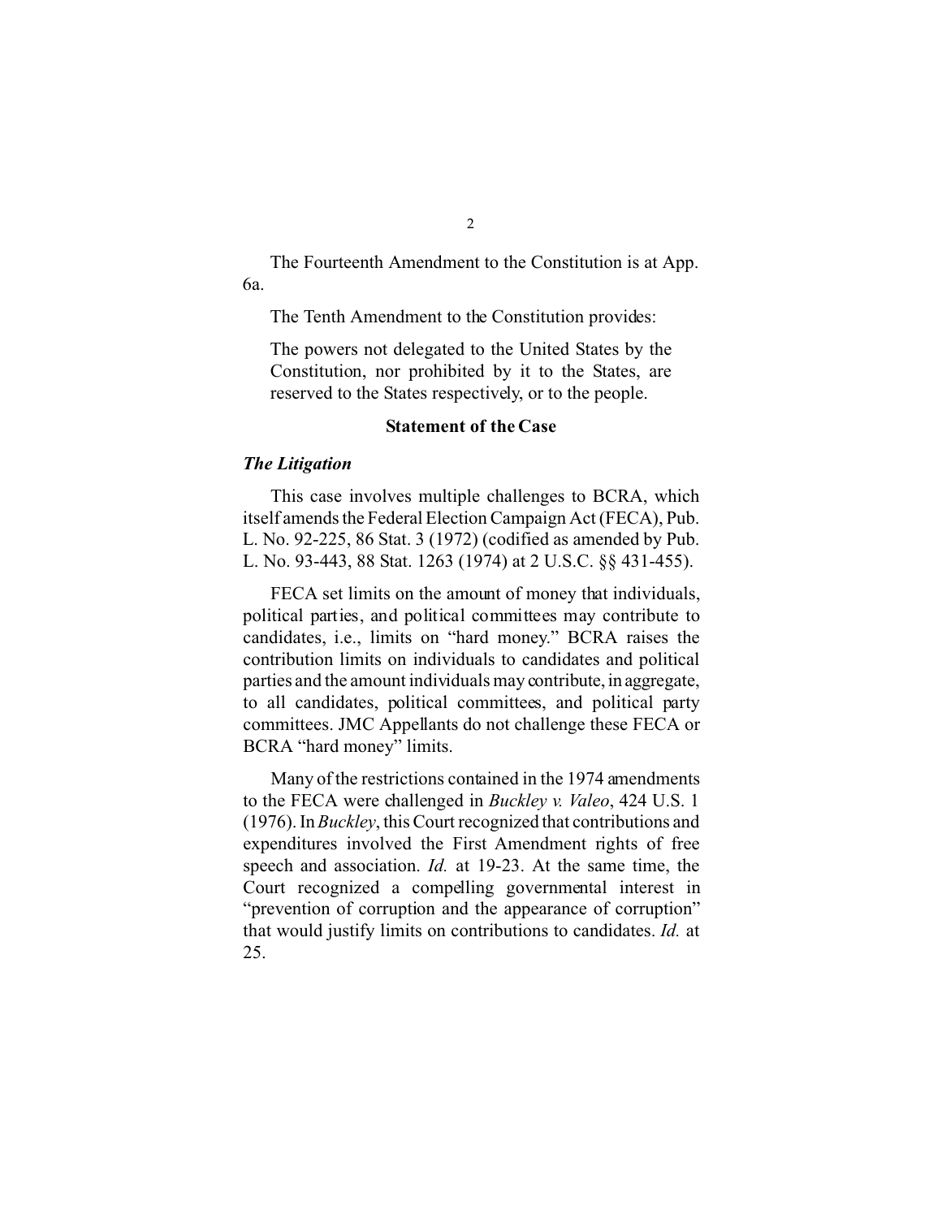The Fourteenth Amendment to the Constitution is at App. 6a.

The Tenth Amendment to the Constitution provides:

> The powers not delegated to the United States by the Constitution, nor prohibited by it to the States, are reserved to the States respectively, or to the people.

**Statement of the Case**

***The Litigation***

This case involves multiple challenges to BCRA, which itself amends the Federal Election Campaign Act (FECA), Pub. L. No. 92-225, 86 Stat. 3 (1972) (codified as amended by Pub. L. No. 93-443, 88 Stat. 1263 (1974) at 2 U.S.C. §§ 431-455).

FECA set limits on the amount of money that individuals, political parties, and political committees may contribute to candidates, i.e., limits on "hard money." BCRA raises the contribution limits on individuals to candidates and political parties and the amount individuals may contribute, in aggregate, to all candidates, political committees, and political party committees. JMC Appellants do not challenge these FECA or BCRA "hard money" limits.

Many of the restrictions contained in the 1974 amendments to the FECA were challenged in *Buckley v. Valeo*, 424 U.S. 1 (1976). In *Buckley*, this Court recognized that contributions and expenditures involved the First Amendment rights of free speech and association. *Id.* at 19-23. At the same time, the Court recognized a compelling governmental interest in "prevention of corruption and the appearance of corruption" that would justify limits on contributions to candidates. *Id.* at 25.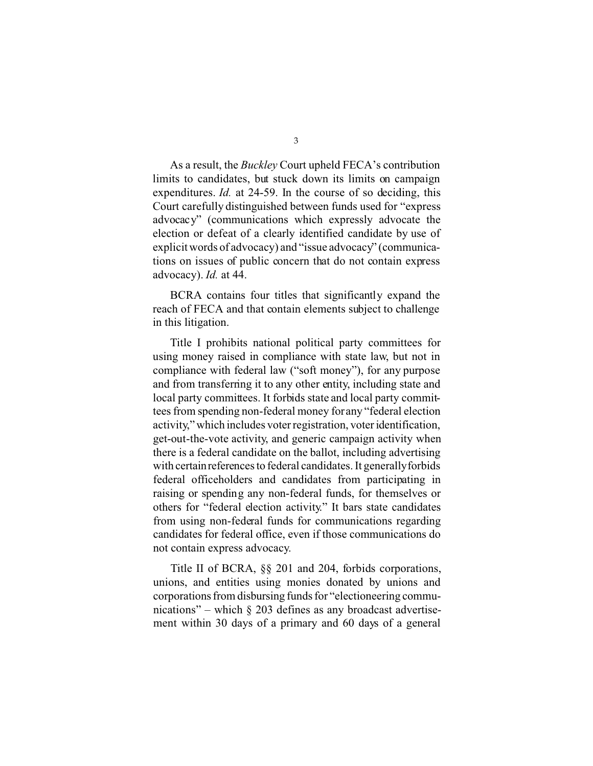As a result, the *Buckley* Court upheld FECA's contribution limits to candidates, but stuck down its limits on campaign expenditures. *Id.* at 24-59. In the course of so deciding, this Court carefully distinguished between funds used for "express advocacy" (communications which expressly advocate the election or defeat of a clearly identified candidate by use of explicit words of advocacy) and "issue advocacy" (communications on issues of public concern that do not contain express advocacy). *Id.* at 44.

BCRA contains four titles that significantly expand the reach of FECA and that contain elements subject to challenge in this litigation.

Title I prohibits national political party committees for using money raised in compliance with state law, but not in compliance with federal law ("soft money"), for any purpose and from transferring it to any other entity, including state and local party committees. It forbids state and local party committees from spending non-federal money for any "federal election activity," which includes voter registration, voter identification, get-out-the-vote activity, and generic campaign activity when there is a federal candidate on the ballot, including advertising with certain references to federal candidates. It generally forbids federal officeholders and candidates from participating in raising or spending any non-federal funds, for themselves or others for "federal election activity." It bars state candidates from using non-federal funds for communications regarding candidates for federal office, even if those communications do not contain express advocacy.

Title II of BCRA, §§ 201 and 204, forbids corporations, unions, and entities using monies donated by unions and corporations from disbursing funds for "electioneering communications" – which § 203 defines as any broadcast advertisement within 30 days of a primary and 60 days of a general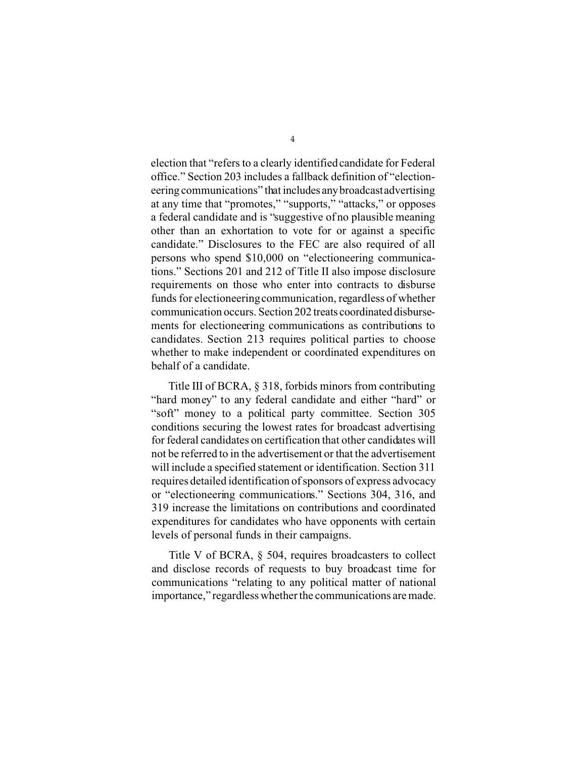election that "refers to a clearly identified candidate for Federal office." Section 203 includes a fallback definition of "electioneering communications" that includes any broadcast advertising at any time that "promotes," "supports," "attacks," or opposes a federal candidate and is "suggestive of no plausible meaning other than an exhortation to vote for or against a specific candidate." Disclosures to the FEC are also required of all persons who spend $10,000 on "electioneering communications." Sections 201 and 212 of Title II also impose disclosure requirements on those who enter into contracts to disburse funds for electioneering communication, regardless of whether communication occurs. Section 202 treats coordinated disbursements for electioneering communications as contributions to candidates. Section 213 requires political parties to choose whether to make independent or coordinated expenditures on behalf of a candidate.

Title III of BCRA, § 318, forbids minors from contributing "hard money" to any federal candidate and either "hard" or "soft" money to a political party committee. Section 305 conditions securing the lowest rates for broadcast advertising for federal candidates on certification that other candidates will not be referred to in the advertisement or that the advertisement will include a specified statement or identification. Section 311 requires detailed identification of sponsors of express advocacy or "electioneering communications." Sections 304, 316, and 319 increase the limitations on contributions and coordinated expenditures for candidates who have opponents with certain levels of personal funds in their campaigns.

Title V of BCRA, § 504, requires broadcasters to collect and disclose records of requests to buy broadcast time for communications "relating to any political matter of national importance," regardless whether the communications are made.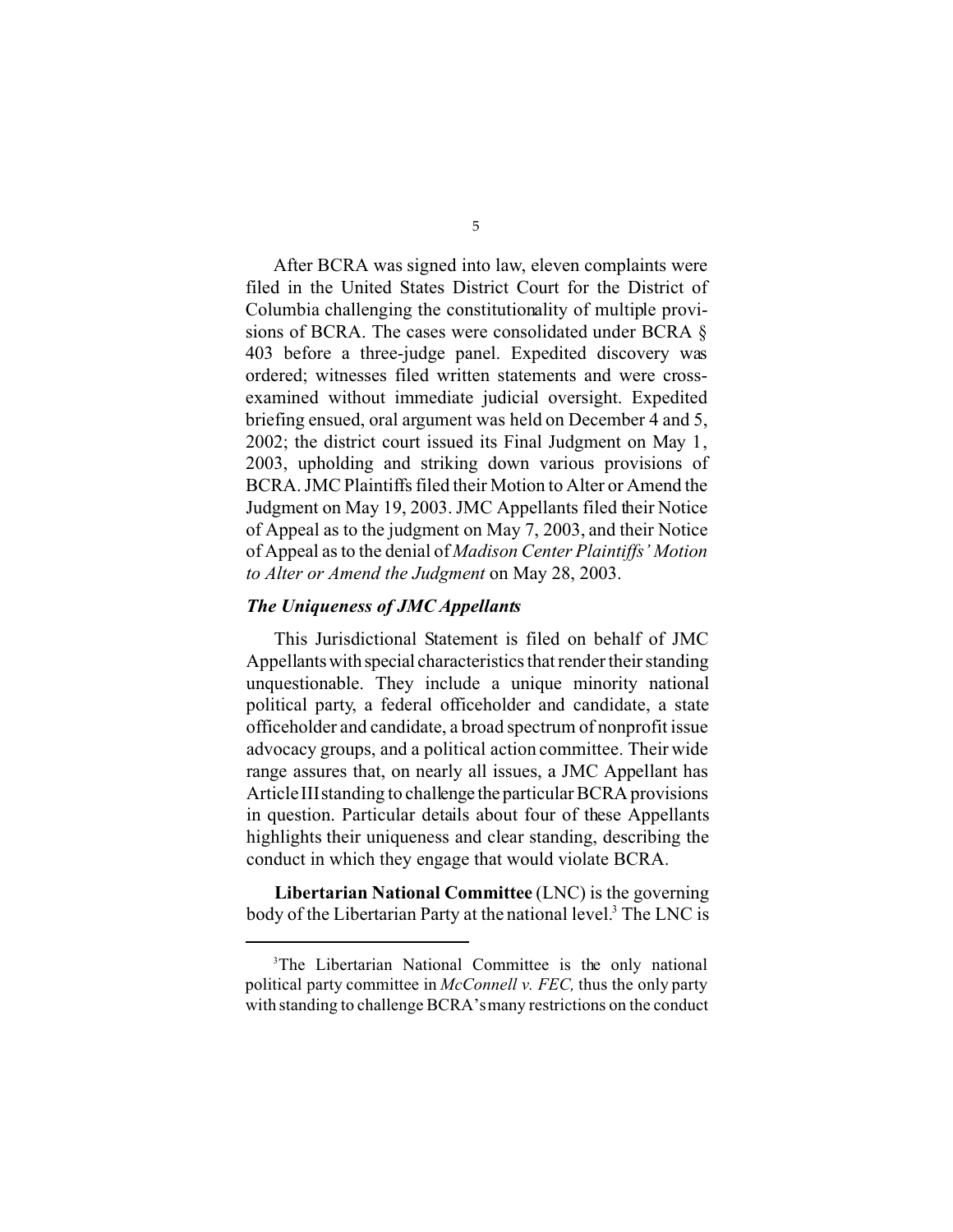After BCRA was signed into law, eleven complaints were filed in the United States District Court for the District of Columbia challenging the constitutionality of multiple provisions of BCRA. The cases were consolidated under BCRA § 403 before a three-judge panel. Expedited discovery was ordered; witnesses filed written statements and were cross-examined without immediate judicial oversight. Expedited briefing ensued, oral argument was held on December 4 and 5, 2002; the district court issued its Final Judgment on May 1, 2003, upholding and striking down various provisions of BCRA. JMC Plaintiffs filed their Motion to Alter or Amend the Judgment on May 19, 2003. JMC Appellants filed their Notice of Appeal as to the judgment on May 7, 2003, and their Notice of Appeal as to the denial of *Madison Center Plaintiffs' Motion to Alter or Amend the Judgment* on May 28, 2003.

***The Uniqueness of JMC Appellants***

This Jurisdictional Statement is filed on behalf of JMC Appellants with special characteristics that render their standing unquestionable. They include a unique minority national political party, a federal officeholder and candidate, a state officeholder and candidate, a broad spectrum of nonprofit issue advocacy groups, and a political action committee. Their wide range assures that, on nearly all issues, a JMC Appellant has Article III standing to challenge the particular BCRA provisions in question. Particular details about four of these Appellants highlights their uniqueness and clear standing, describing the conduct in which they engage that would violate BCRA.

**Libertarian National Committee** (LNC) is the governing body of the Libertarian Party at the national level.[3] The LNC is

[3]The Libertarian National Committee is the only national political party committee in *McConnell v. FEC,* thus the only party with standing to challenge BCRA's many restrictions on the conduct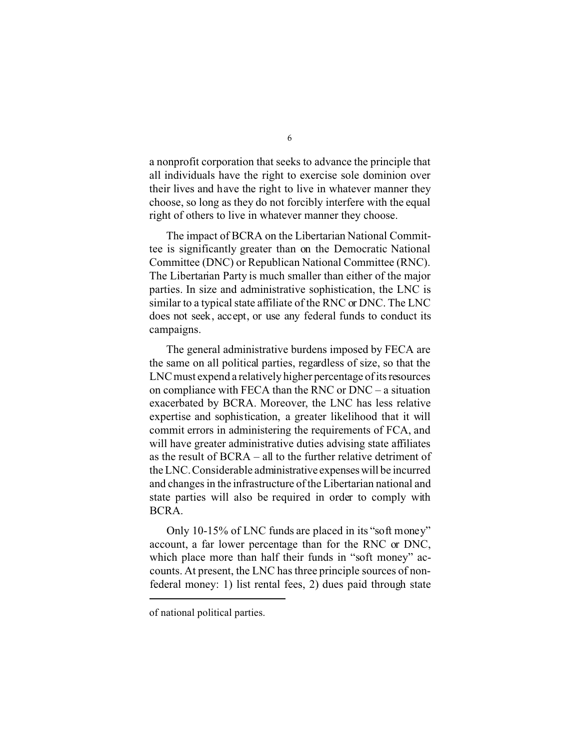a nonprofit corporation that seeks to advance the principle that all individuals have the right to exercise sole dominion over their lives and have the right to live in whatever manner they choose, so long as they do not forcibly interfere with the equal right of others to live in whatever manner they choose.

The impact of BCRA on the Libertarian National Committee is significantly greater than on the Democratic National Committee (DNC) or Republican National Committee (RNC). The Libertarian Party is much smaller than either of the major parties. In size and administrative sophistication, the LNC is similar to a typical state affiliate of the RNC or DNC. The LNC does not seek, accept, or use any federal funds to conduct its campaigns.

The general administrative burdens imposed by FECA are the same on all political parties, regardless of size, so that the LNC must expend a relatively higher percentage of its resources on compliance with FECA than the RNC or DNC – a situation exacerbated by BCRA. Moreover, the LNC has less relative expertise and sophistication, a greater likelihood that it will commit errors in administering the requirements of FCA, and will have greater administrative duties advising state affiliates as the result of BCRA – all to the further relative detriment of the LNC. Considerable administrative expenses will be incurred and changes in the infrastructure of the Libertarian national and state parties will also be required in order to comply with BCRA.

Only 10-15% of LNC funds are placed in its "soft money" account, a far lower percentage than for the RNC or DNC, which place more than half their funds in "soft money" accounts. At present, the LNC has three principle sources of non-federal money: 1) list rental fees, 2) dues paid through state

---

of national political parties.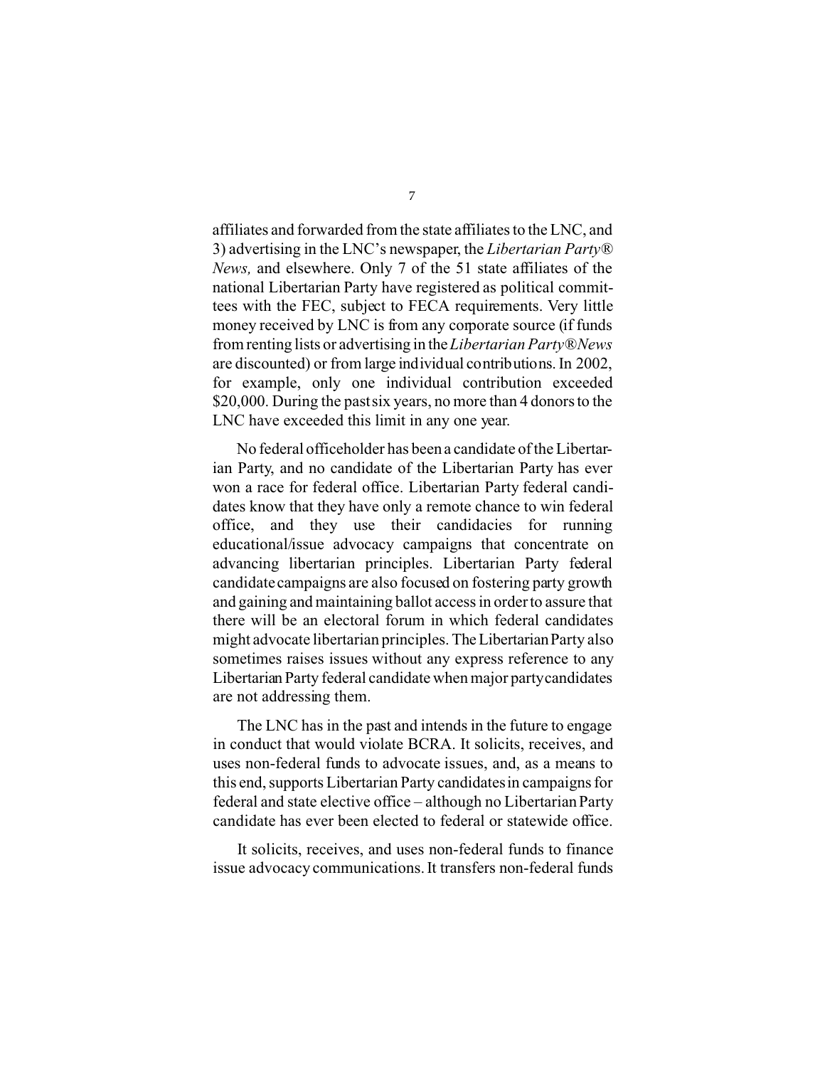affiliates and forwarded from the state affiliates to the LNC, and 3) advertising in the LNC's newspaper, the *Libertarian Party® News,* and elsewhere. Only 7 of the 51 state affiliates of the national Libertarian Party have registered as political committees with the FEC, subject to FECA requirements. Very little money received by LNC is from any corporate source (if funds from renting lists or advertising in the *Libertarian Party®News* are discounted) or from large individual contributions. In 2002, for example, only one individual contribution exceeded $20,000. During the past six years, no more than 4 donors to the LNC have exceeded this limit in any one year.

No federal officeholder has been a candidate of the Libertarian Party, and no candidate of the Libertarian Party has ever won a race for federal office. Libertarian Party federal candidates know that they have only a remote chance to win federal office, and they use their candidacies for running educational/issue advocacy campaigns that concentrate on advancing libertarian principles. Libertarian Party federal candidate campaigns are also focused on fostering party growth and gaining and maintaining ballot access in order to assure that there will be an electoral forum in which federal candidates might advocate libertarian principles. The Libertarian Party also sometimes raises issues without any express reference to any Libertarian Party federal candidate when major party candidates are not addressing them.

The LNC has in the past and intends in the future to engage in conduct that would violate BCRA. It solicits, receives, and uses non-federal funds to advocate issues, and, as a means to this end, supports Libertarian Party candidates in campaigns for federal and state elective office – although no Libertarian Party candidate has ever been elected to federal or statewide office.

It solicits, receives, and uses non-federal funds to finance issue advocacy communications. It transfers non-federal funds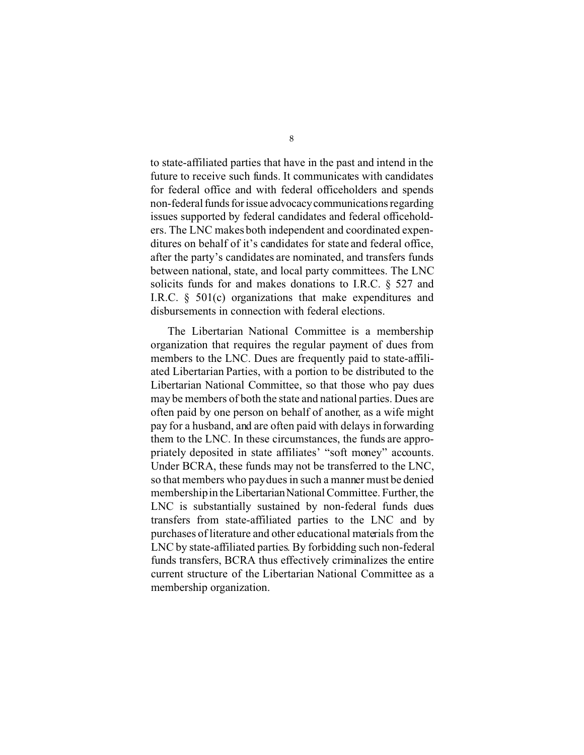to state-affiliated parties that have in the past and intend in the future to receive such funds. It communicates with candidates for federal office and with federal officeholders and spends non-federal funds for issue advocacy communications regarding issues supported by federal candidates and federal officeholders. The LNC makes both independent and coordinated expenditures on behalf of it's candidates for state and federal office, after the party's candidates are nominated, and transfers funds between national, state, and local party committees. The LNC solicits funds for and makes donations to I.R.C. § 527 and I.R.C. § 501(c) organizations that make expenditures and disbursements in connection with federal elections.

The Libertarian National Committee is a membership organization that requires the regular payment of dues from members to the LNC. Dues are frequently paid to state-affiliated Libertarian Parties, with a portion to be distributed to the Libertarian National Committee, so that those who pay dues may be members of both the state and national parties. Dues are often paid by one person on behalf of another, as a wife might pay for a husband, and are often paid with delays in forwarding them to the LNC. In these circumstances, the funds are appropriately deposited in state affiliates' "soft money" accounts. Under BCRA, these funds may not be transferred to the LNC, so that members who pay dues in such a manner must be denied membership in the Libertarian National Committee. Further, the LNC is substantially sustained by non-federal funds dues transfers from state-affiliated parties to the LNC and by purchases of literature and other educational materials from the LNC by state-affiliated parties. By forbidding such non-federal funds transfers, BCRA thus effectively criminalizes the entire current structure of the Libertarian National Committee as a membership organization.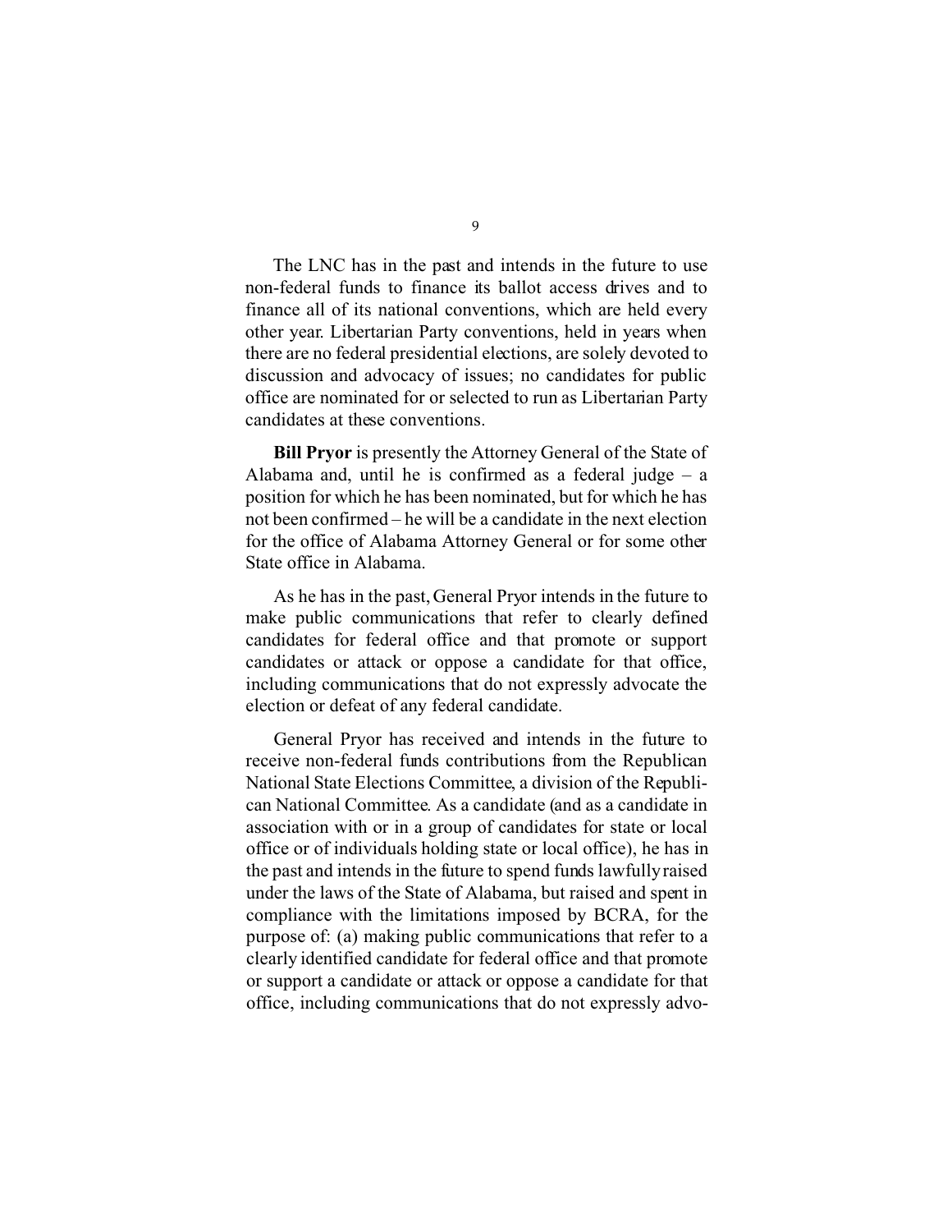The LNC has in the past and intends in the future to use non-federal funds to finance its ballot access drives and to finance all of its national conventions, which are held every other year. Libertarian Party conventions, held in years when there are no federal presidential elections, are solely devoted to discussion and advocacy of issues; no candidates for public office are nominated for or selected to run as Libertarian Party candidates at these conventions.

**Bill Pryor** is presently the Attorney General of the State of Alabama and, until he is confirmed as a federal judge – a position for which he has been nominated, but for which he has not been confirmed – he will be a candidate in the next election for the office of Alabama Attorney General or for some other State office in Alabama.

As he has in the past, General Pryor intends in the future to make public communications that refer to clearly defined candidates for federal office and that promote or support candidates or attack or oppose a candidate for that office, including communications that do not expressly advocate the election or defeat of any federal candidate.

General Pryor has received and intends in the future to receive non-federal funds contributions from the Republican National State Elections Committee, a division of the Republican National Committee. As a candidate (and as a candidate in association with or in a group of candidates for state or local office or of individuals holding state or local office), he has in the past and intends in the future to spend funds lawfully raised under the laws of the State of Alabama, but raised and spent in compliance with the limitations imposed by BCRA, for the purpose of: (a) making public communications that refer to a clearly identified candidate for federal office and that promote or support a candidate or attack or oppose a candidate for that office, including communications that do not expressly advo-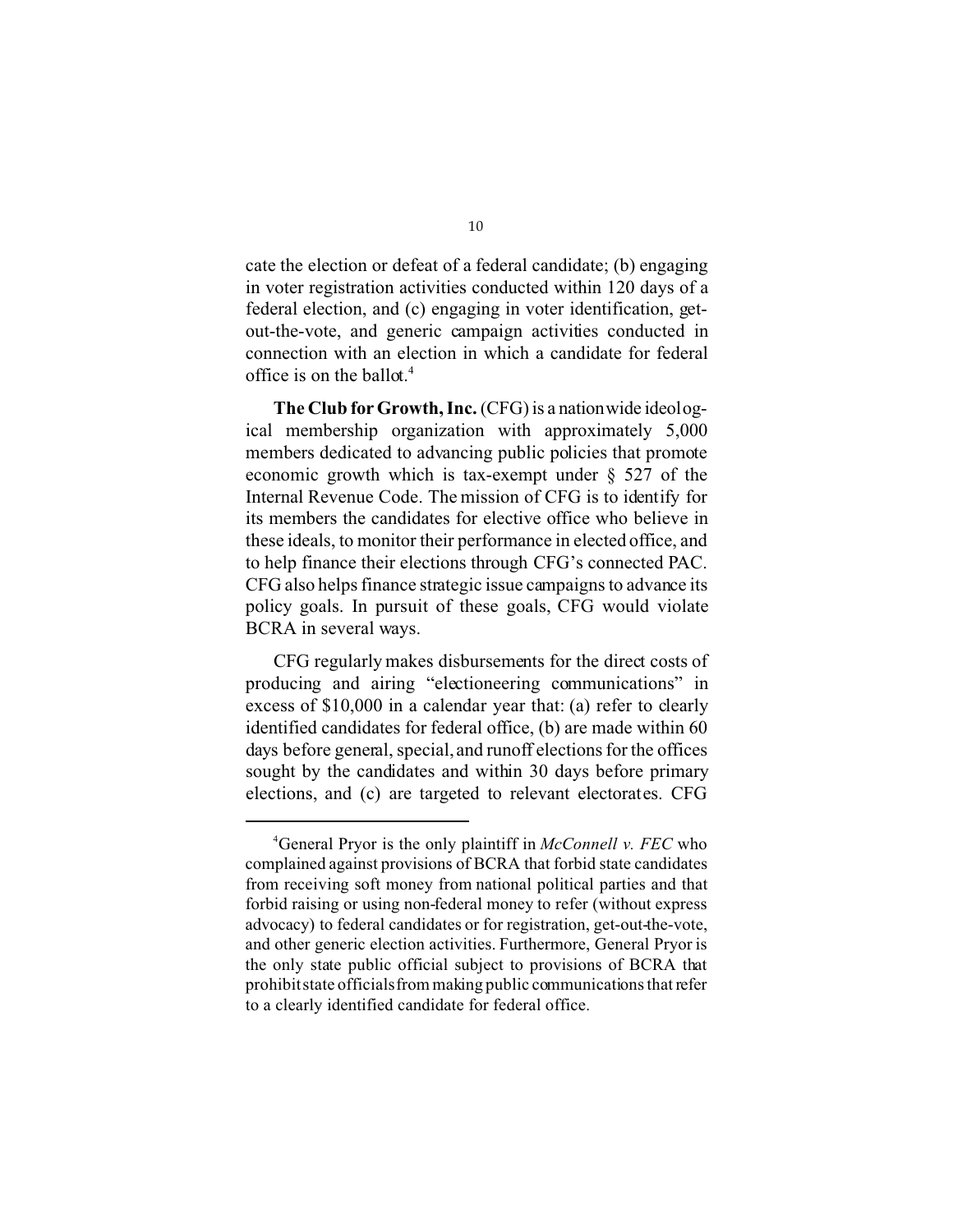cate the election or defeat of a federal candidate; (b) engaging in voter registration activities conducted within 120 days of a federal election, and (c) engaging in voter identification, get-out-the-vote, and generic campaign activities conducted in connection with an election in which a candidate for federal office is on the ballot.[4]

**The Club for Growth, Inc.** (CFG) is a nationwide ideological membership organization with approximately 5,000 members dedicated to advancing public policies that promote economic growth which is tax-exempt under § 527 of the Internal Revenue Code. The mission of CFG is to identify for its members the candidates for elective office who believe in these ideals, to monitor their performance in elected office, and to help finance their elections through CFG's connected PAC. CFG also helps finance strategic issue campaigns to advance its policy goals. In pursuit of these goals, CFG would violate BCRA in several ways.

CFG regularly makes disbursements for the direct costs of producing and airing "electioneering communications" in excess of $10,000 in a calendar year that: (a) refer to clearly identified candidates for federal office, (b) are made within 60 days before general, special, and runoff elections for the offices sought by the candidates and within 30 days before primary elections, and (c) are targeted to relevant electorates. CFG

---

[4]General Pryor is the only plaintiff in *McConnell v. FEC* who complained against provisions of BCRA that forbid state candidates from receiving soft money from national political parties and that forbid raising or using non-federal money to refer (without express advocacy) to federal candidates or for registration, get-out-the-vote, and other generic election activities. Furthermore, General Pryor is the only state public official subject to provisions of BCRA that prohibit state officials from making public communications that refer to a clearly identified candidate for federal office.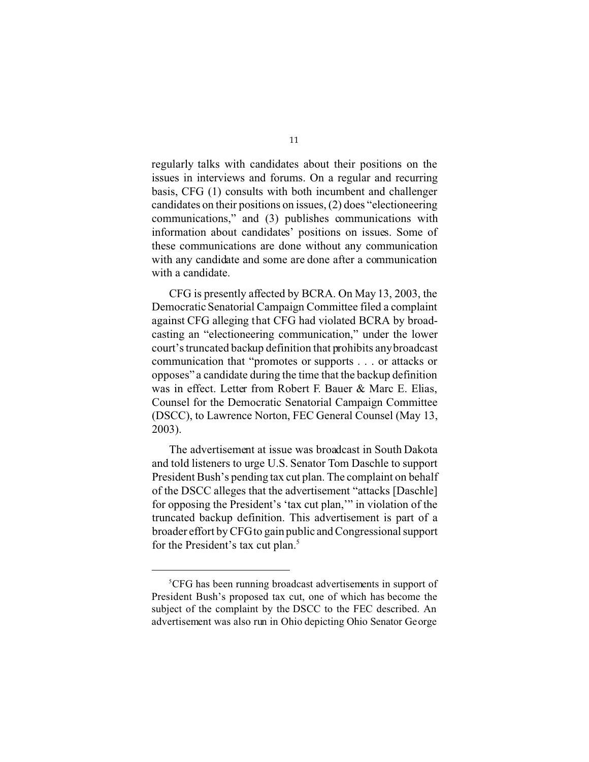regularly talks with candidates about their positions on the issues in interviews and forums. On a regular and recurring basis, CFG (1) consults with both incumbent and challenger candidates on their positions on issues, (2) does "electioneering communications," and (3) publishes communications with information about candidates' positions on issues. Some of these communications are done without any communication with any candidate and some are done after a communication with a candidate.

CFG is presently affected by BCRA. On May 13, 2003, the Democratic Senatorial Campaign Committee filed a complaint against CFG alleging that CFG had violated BCRA by broadcasting an "electioneering communication," under the lower court's truncated backup definition that prohibits any broadcast communication that "promotes or supports . . . or attacks or opposes" a candidate during the time that the backup definition was in effect. Letter from Robert F. Bauer & Marc E. Elias, Counsel for the Democratic Senatorial Campaign Committee (DSCC), to Lawrence Norton, FEC General Counsel (May 13, 2003).

The advertisement at issue was broadcast in South Dakota and told listeners to urge U.S. Senator Tom Daschle to support President Bush's pending tax cut plan. The complaint on behalf of the DSCC alleges that the advertisement "attacks [Daschle] for opposing the President's 'tax cut plan,'" in violation of the truncated backup definition. This advertisement is part of a broader effort by CFG to gain public and Congressional support for the President's tax cut plan.[5]

---

[5]CFG has been running broadcast advertisements in support of President Bush's proposed tax cut, one of which has become the subject of the complaint by the DSCC to the FEC described. An advertisement was also run in Ohio depicting Ohio Senator George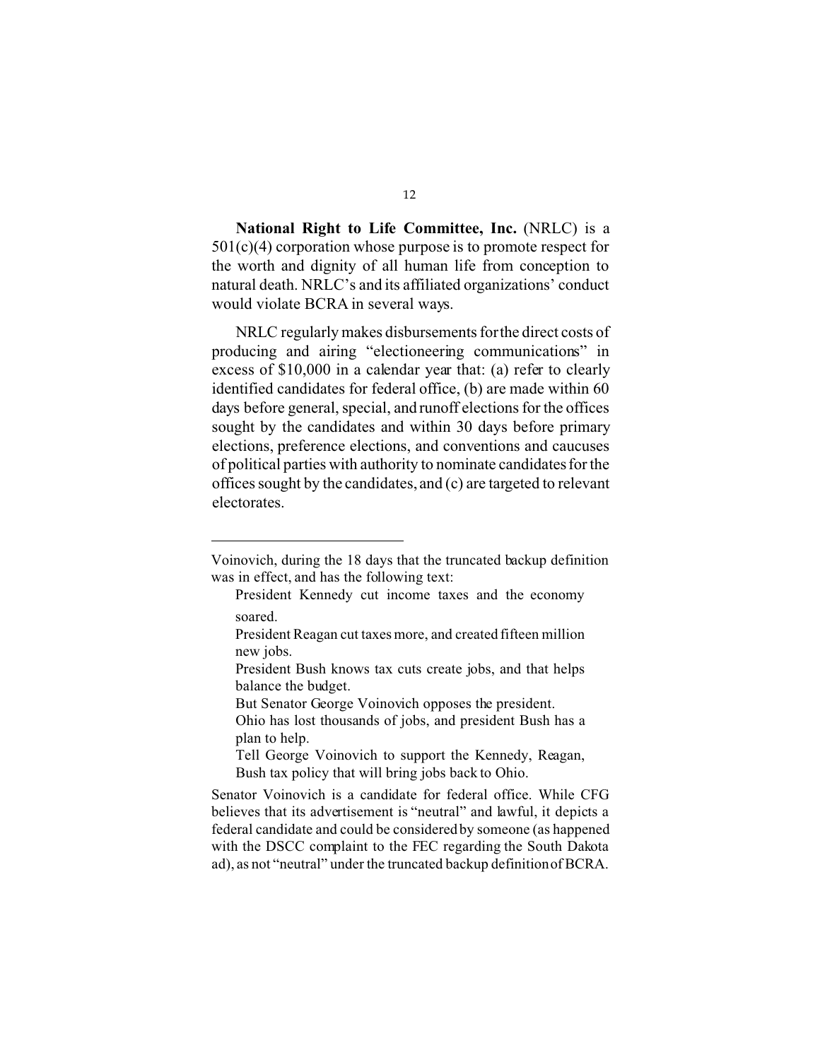**National Right to Life Committee, Inc.** (NRLC) is a 501(c)(4) corporation whose purpose is to promote respect for the worth and dignity of all human life from conception to natural death. NRLC's and its affiliated organizations' conduct would violate BCRA in several ways.

NRLC regularly makes disbursements for the direct costs of producing and airing "electioneering communications" in excess of \$10,000 in a calendar year that: (a) refer to clearly identified candidates for federal office, (b) are made within 60 days before general, special, and runoff elections for the offices sought by the candidates and within 30 days before primary elections, preference elections, and conventions and caucuses of political parties with authority to nominate candidates for the offices sought by the candidates, and (c) are targeted to relevant electorates.

---

Voinovich, during the 18 days that the truncated backup definition was in effect, and has the following text:

> President Kennedy cut income taxes and the economy soared.
>
> President Reagan cut taxes more, and created fifteen million new jobs.
>
> President Bush knows tax cuts create jobs, and that helps balance the budget.
>
> But Senator George Voinovich opposes the president.
>
> Ohio has lost thousands of jobs, and president Bush has a plan to help.
>
> Tell George Voinovich to support the Kennedy, Reagan, Bush tax policy that will bring jobs back to Ohio.

Senator Voinovich is a candidate for federal office. While CFG believes that its advertisement is "neutral" and lawful, it depicts a federal candidate and could be considered by someone (as happened with the DSCC complaint to the FEC regarding the South Dakota ad), as not "neutral" under the truncated backup definition of BCRA.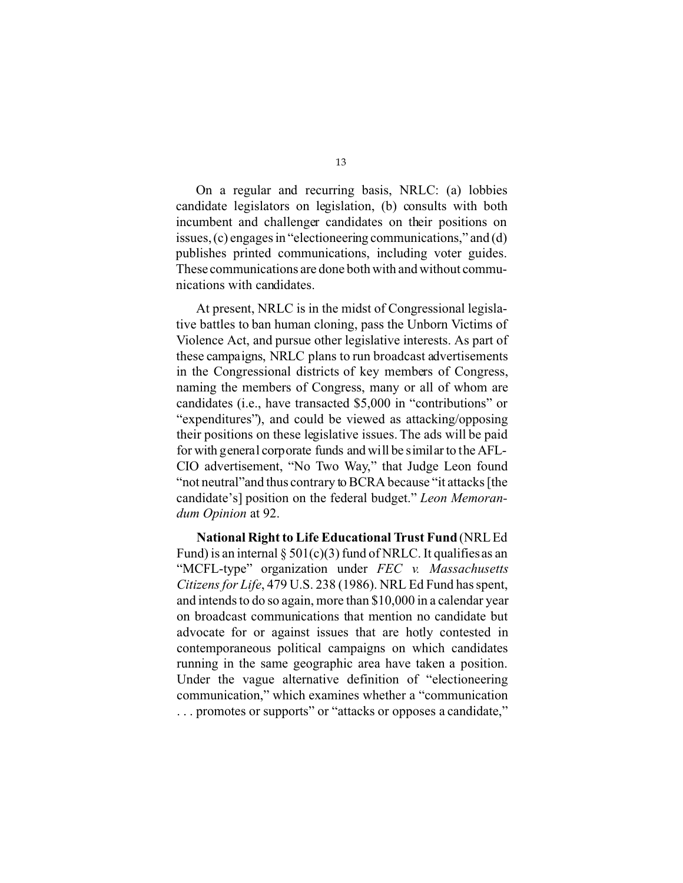On a regular and recurring basis, NRLC: (a) lobbies candidate legislators on legislation, (b) consults with both incumbent and challenger candidates on their positions on issues, (c) engages in "electioneering communications," and (d) publishes printed communications, including voter guides. These communications are done both with and without communications with candidates.

At present, NRLC is in the midst of Congressional legislative battles to ban human cloning, pass the Unborn Victims of Violence Act, and pursue other legislative interests. As part of these campaigns, NRLC plans to run broadcast advertisements in the Congressional districts of key members of Congress, naming the members of Congress, many or all of whom are candidates (i.e., have transacted $5,000 in "contributions" or "expenditures"), and could be viewed as attacking/opposing their positions on these legislative issues. The ads will be paid for with general corporate funds and will be similar to the AFL-CIO advertisement, "No Two Way," that Judge Leon found "not neutral" and thus contrary to BCRA because "it attacks [the candidate's] position on the federal budget." *Leon Memorandum Opinion* at 92.

**National Right to Life Educational Trust Fund** (NRL Ed Fund) is an internal § 501(c)(3) fund of NRLC. It qualifies as an "MCFL-type" organization under *FEC v. Massachusetts Citizens for Life*, 479 U.S. 238 (1986). NRL Ed Fund has spent, and intends to do so again, more than $10,000 in a calendar year on broadcast communications that mention no candidate but advocate for or against issues that are hotly contested in contemporaneous political campaigns on which candidates running in the same geographic area have taken a position. Under the vague alternative definition of "electioneering communication," which examines whether a "communication . . . promotes or supports" or "attacks or opposes a candidate,"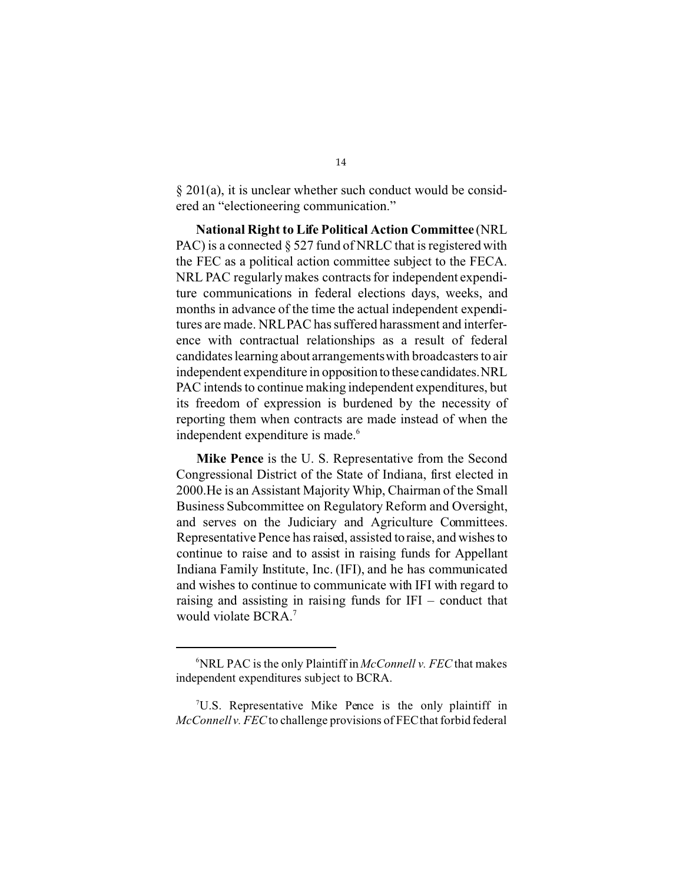§ 201(a), it is unclear whether such conduct would be considered an "electioneering communication."

**National Right to Life Political Action Committee** (NRL PAC) is a connected § 527 fund of NRLC that is registered with the FEC as a political action committee subject to the FECA. NRL PAC regularly makes contracts for independent expenditure communications in federal elections days, weeks, and months in advance of the time the actual independent expenditures are made. NRL PAC has suffered harassment and interference with contractual relationships as a result of federal candidates learning about arrangements with broadcasters to air independent expenditure in opposition to these candidates. NRL PAC intends to continue making independent expenditures, but its freedom of expression is burdened by the necessity of reporting them when contracts are made instead of when the independent expenditure is made.[6]

**Mike Pence** is the U. S. Representative from the Second Congressional District of the State of Indiana, first elected in 2000.He is an Assistant Majority Whip, Chairman of the Small Business Subcommittee on Regulatory Reform and Oversight, and serves on the Judiciary and Agriculture Committees. Representative Pence has raised, assisted to raise, and wishes to continue to raise and to assist in raising funds for Appellant Indiana Family Institute, Inc. (IFI), and he has communicated and wishes to continue to communicate with IFI with regard to raising and assisting in raising funds for IFI – conduct that would violate BCRA.[7]

---

[6] NRL PAC is the only Plaintiff in *McConnell v. FEC* that makes independent expenditures subject to BCRA.

[7] U.S. Representative Mike Pence is the only plaintiff in *McConnell v. FEC* to challenge provisions of FEC that forbid federal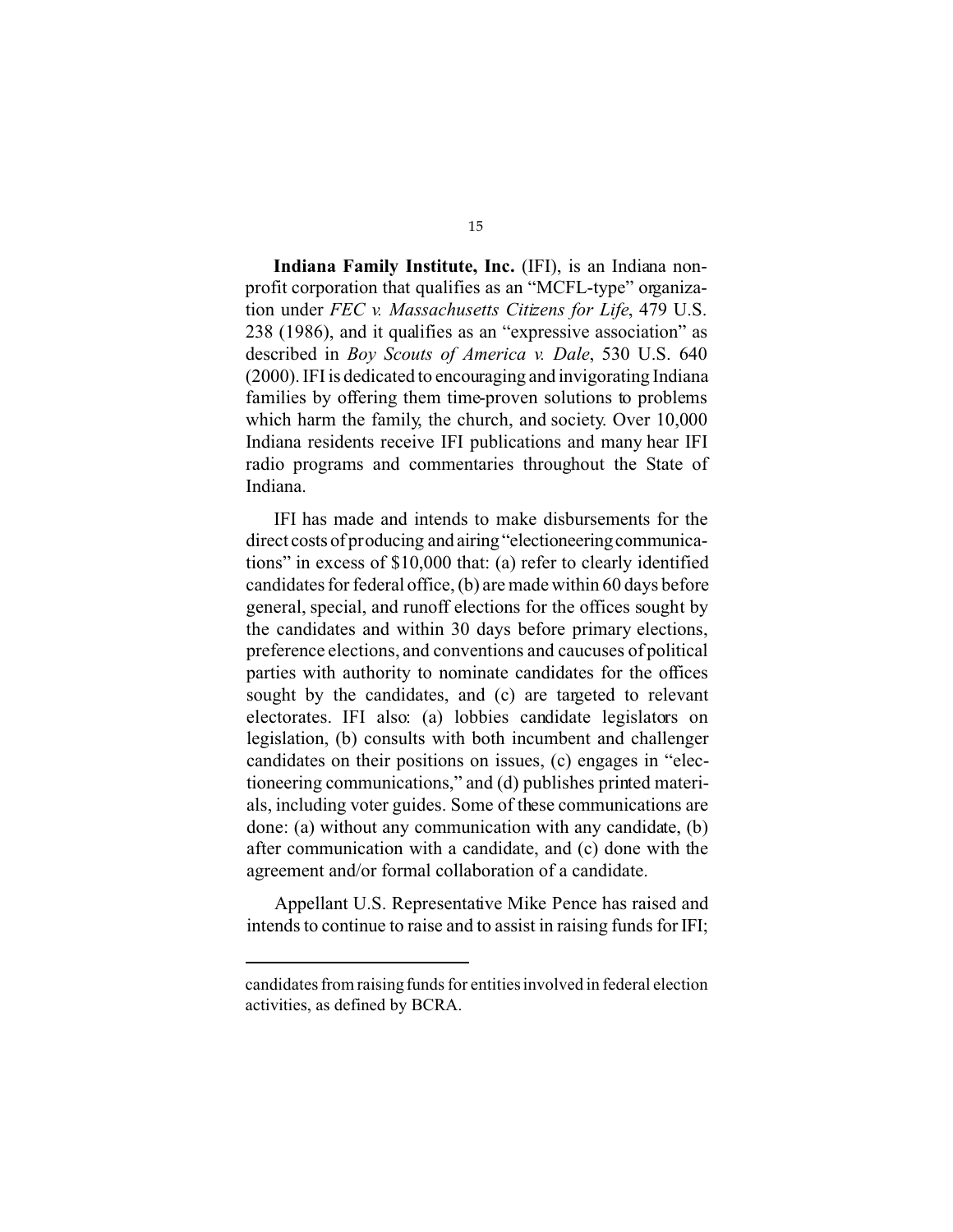**Indiana Family Institute, Inc.** (IFI), is an Indiana non-profit corporation that qualifies as an "MCFL-type" organization under *FEC v. Massachusetts Citizens for Life*, 479 U.S. 238 (1986), and it qualifies as an "expressive association" as described in *Boy Scouts of America v. Dale*, 530 U.S. 640 (2000). IFI is dedicated to encouraging and invigorating Indiana families by offering them time-proven solutions to problems which harm the family, the church, and society. Over 10,000 Indiana residents receive IFI publications and many hear IFI radio programs and commentaries throughout the State of Indiana.

IFI has made and intends to make disbursements for the direct costs of producing and airing "electioneering communications" in excess of $10,000 that: (a) refer to clearly identified candidates for federal office, (b) are made within 60 days before general, special, and runoff elections for the offices sought by the candidates and within 30 days before primary elections, preference elections, and conventions and caucuses of political parties with authority to nominate candidates for the offices sought by the candidates, and (c) are targeted to relevant electorates. IFI also: (a) lobbies candidate legislators on legislation, (b) consults with both incumbent and challenger candidates on their positions on issues, (c) engages in "electioneering communications," and (d) publishes printed materials, including voter guides. Some of these communications are done: (a) without any communication with any candidate, (b) after communication with a candidate, and (c) done with the agreement and/or formal collaboration of a candidate.

Appellant U.S. Representative Mike Pence has raised and intends to continue to raise and to assist in raising funds for IFI;

---

candidates from raising funds for entities involved in federal election activities, as defined by BCRA.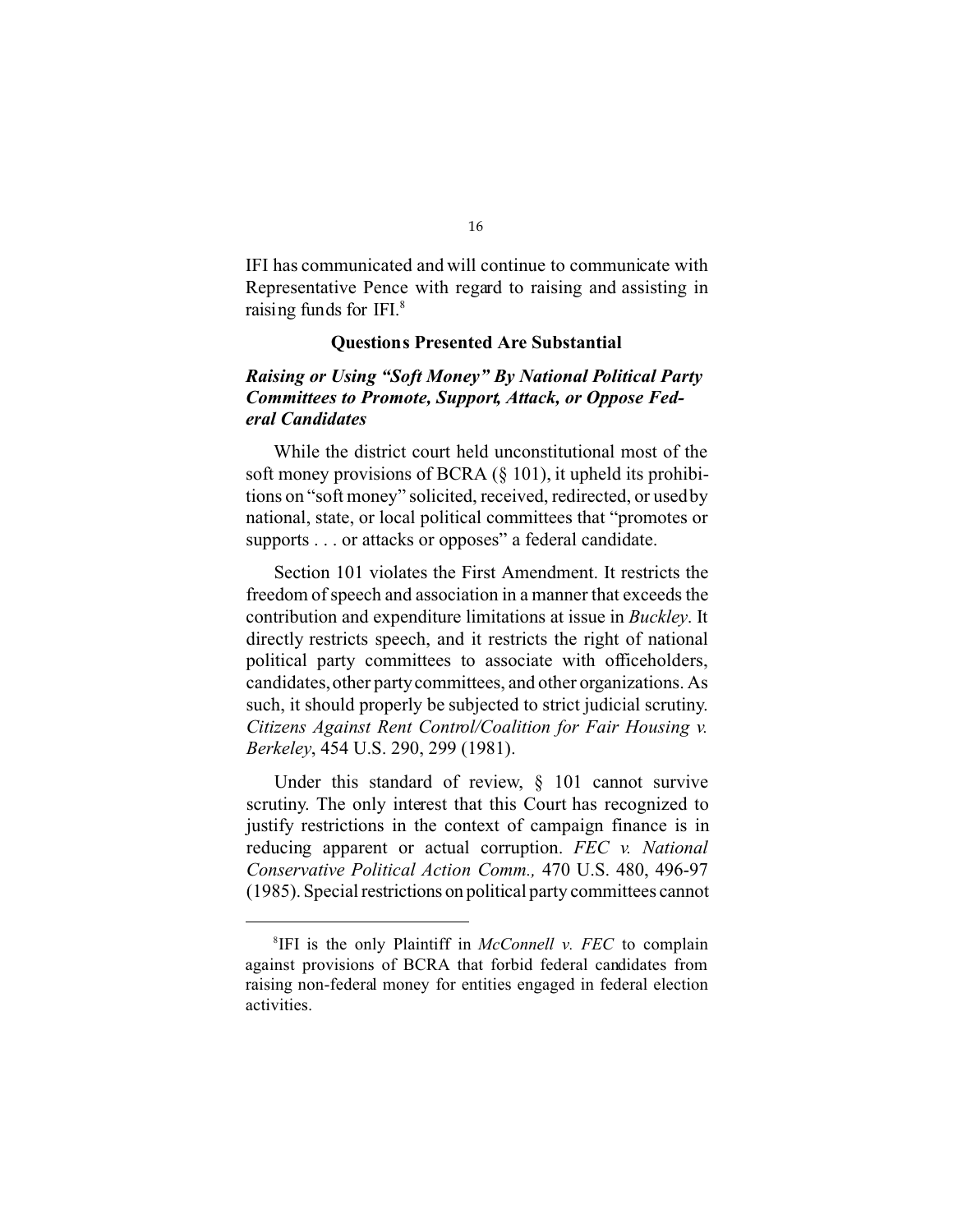IFI has communicated and will continue to communicate with Representative Pence with regard to raising and assisting in raising funds for IFI.[8]

**Questions Presented Are Substantial**

***Raising or Using "Soft Money" By National Political Party Committees to Promote, Support, Attack, or Oppose Federal Candidates***

While the district court held unconstitutional most of the soft money provisions of BCRA (§ 101), it upheld its prohibitions on "soft money" solicited, received, redirected, or used by national, state, or local political committees that "promotes or supports . . . or attacks or opposes" a federal candidate.

Section 101 violates the First Amendment. It restricts the freedom of speech and association in a manner that exceeds the contribution and expenditure limitations at issue in *Buckley*. It directly restricts speech, and it restricts the right of national political party committees to associate with officeholders, candidates, other party committees, and other organizations. As such, it should properly be subjected to strict judicial scrutiny. *Citizens Against Rent Control/Coalition for Fair Housing v. Berkeley*, 454 U.S. 290, 299 (1981).

Under this standard of review, § 101 cannot survive scrutiny. The only interest that this Court has recognized to justify restrictions in the context of campaign finance is in reducing apparent or actual corruption. *FEC v. National Conservative Political Action Comm.,* 470 U.S. 480, 496-97 (1985). Special restrictions on political party committees cannot

---

[8]IFI is the only Plaintiff in *McConnell v. FEC* to complain against provisions of BCRA that forbid federal candidates from raising non-federal money for entities engaged in federal election activities.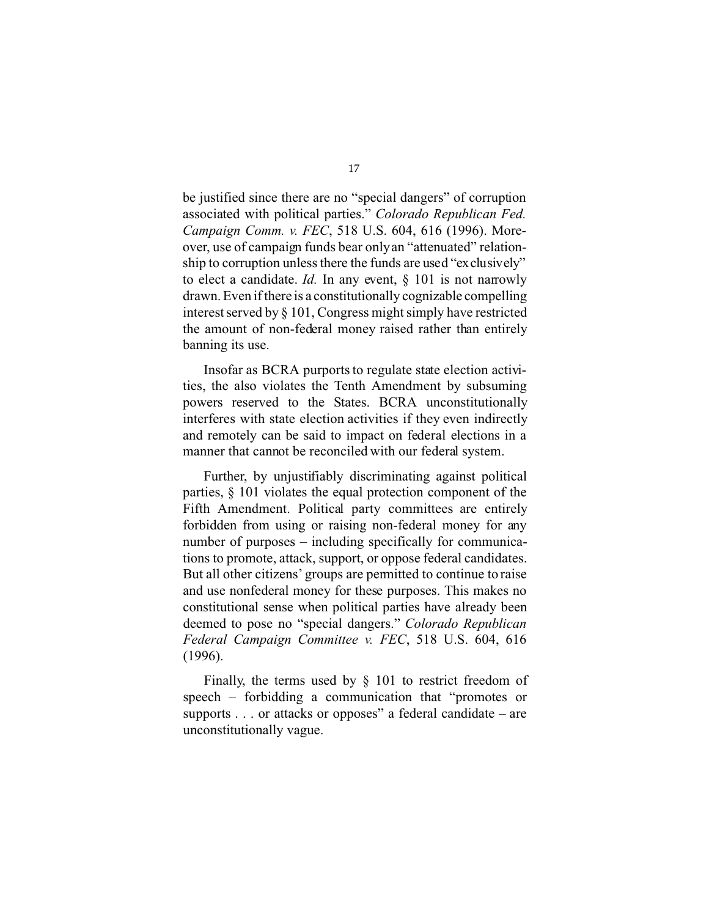be justified since there are no "special dangers" of corruption associated with political parties." *Colorado Republican Fed. Campaign Comm. v. FEC*, 518 U.S. 604, 616 (1996). Moreover, use of campaign funds bear only an "attenuated" relationship to corruption unless there the funds are used "exclusively" to elect a candidate. *Id.* In any event, § 101 is not narrowly drawn. Even if there is a constitutionally cognizable compelling interest served by § 101, Congress might simply have restricted the amount of non-federal money raised rather than entirely banning its use.

Insofar as BCRA purports to regulate state election activities, the also violates the Tenth Amendment by subsuming powers reserved to the States. BCRA unconstitutionally interferes with state election activities if they even indirectly and remotely can be said to impact on federal elections in a manner that cannot be reconciled with our federal system.

Further, by unjustifiably discriminating against political parties, § 101 violates the equal protection component of the Fifth Amendment. Political party committees are entirely forbidden from using or raising non-federal money for any number of purposes – including specifically for communications to promote, attack, support, or oppose federal candidates. But all other citizens' groups are permitted to continue to raise and use nonfederal money for these purposes. This makes no constitutional sense when political parties have already been deemed to pose no "special dangers." *Colorado Republican Federal Campaign Committee v. FEC*, 518 U.S. 604, 616 (1996).

Finally, the terms used by § 101 to restrict freedom of speech – forbidding a communication that "promotes or supports . . . or attacks or opposes" a federal candidate – are unconstitutionally vague.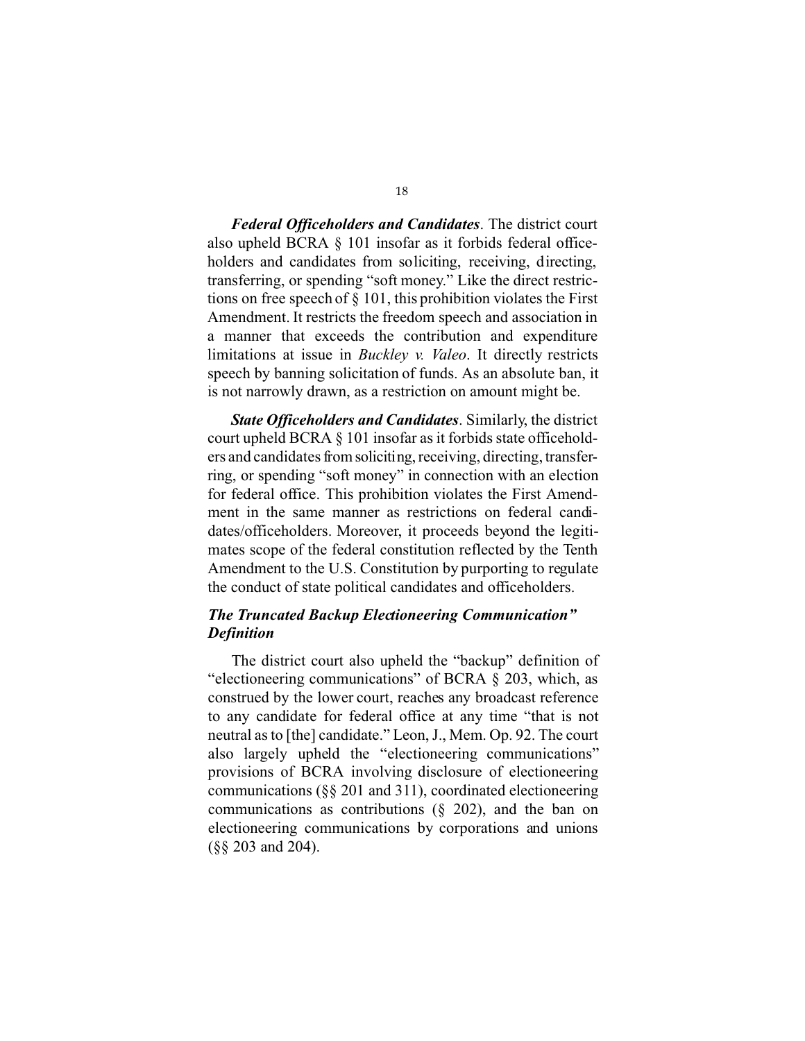***Federal Officeholders and Candidates***. The district court also upheld BCRA § 101 insofar as it forbids federal officeholders and candidates from soliciting, receiving, directing, transferring, or spending "soft money." Like the direct restrictions on free speech of § 101, this prohibition violates the First Amendment. It restricts the freedom speech and association in a manner that exceeds the contribution and expenditure limitations at issue in *Buckley v. Valeo*. It directly restricts speech by banning solicitation of funds. As an absolute ban, it is not narrowly drawn, as a restriction on amount might be.

***State Officeholders and Candidates***. Similarly, the district court upheld BCRA § 101 insofar as it forbids state officeholders and candidates from soliciting, receiving, directing, transferring, or spending "soft money" in connection with an election for federal office. This prohibition violates the First Amendment in the same manner as restrictions on federal candidates/officeholders. Moreover, it proceeds beyond the legitimates scope of the federal constitution reflected by the Tenth Amendment to the U.S. Constitution by purporting to regulate the conduct of state political candidates and officeholders.

***The Truncated Backup Electioneering Communication" Definition***

The district court also upheld the "backup" definition of "electioneering communications" of BCRA § 203, which, as construed by the lower court, reaches any broadcast reference to any candidate for federal office at any time "that is not neutral as to [the] candidate." Leon, J., Mem. Op. 92. The court also largely upheld the "electioneering communications" provisions of BCRA involving disclosure of electioneering communications (§§ 201 and 311), coordinated electioneering communications as contributions (§ 202), and the ban on electioneering communications by corporations and unions (§§ 203 and 204).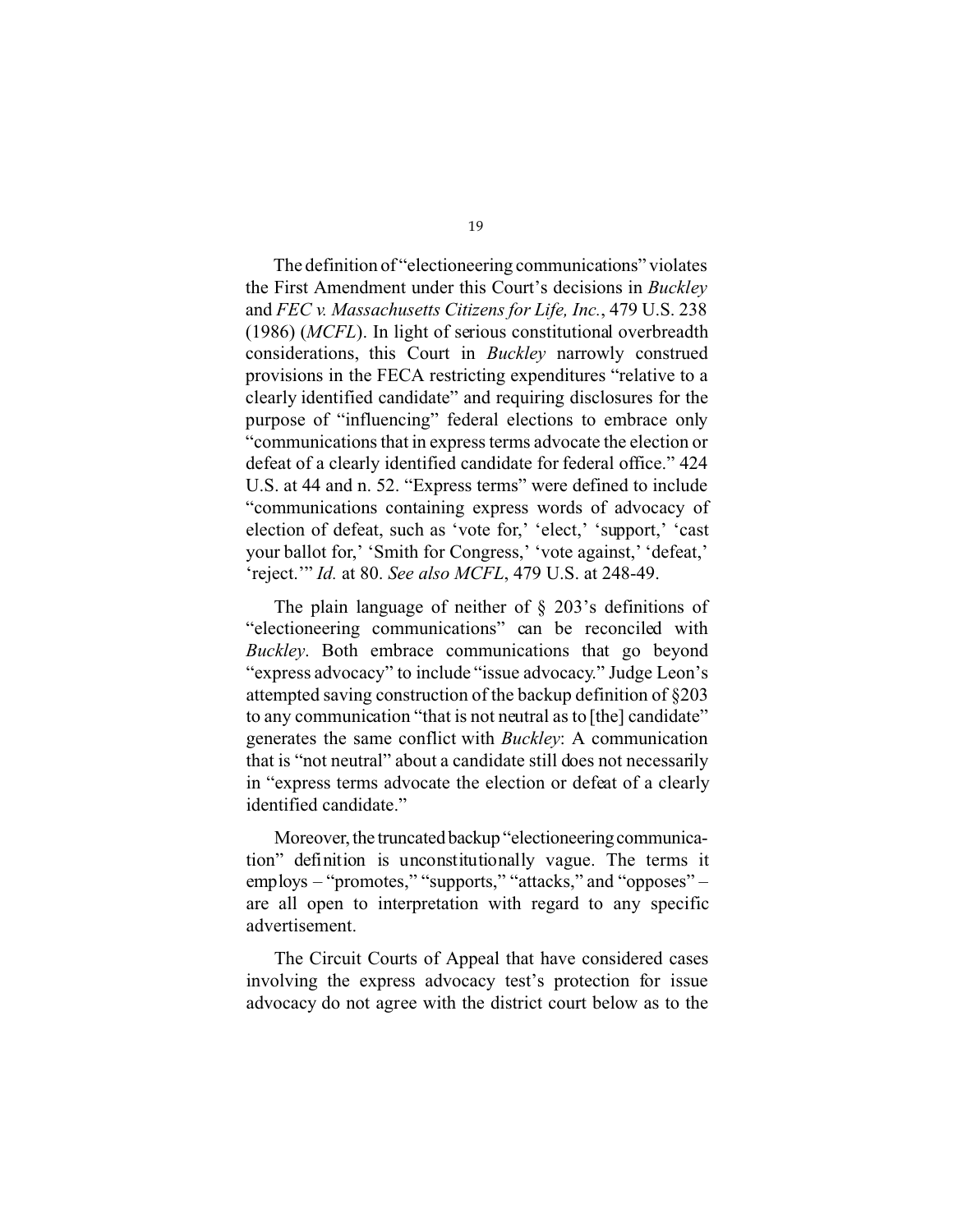The definition of "electioneering communications" violates the First Amendment under this Court's decisions in *Buckley* and *FEC v. Massachusetts Citizens for Life, Inc.*, 479 U.S. 238 (1986) (*MCFL*). In light of serious constitutional overbreadth considerations, this Court in *Buckley* narrowly construed provisions in the FECA restricting expenditures "relative to a clearly identified candidate" and requiring disclosures for the purpose of "influencing" federal elections to embrace only "communications that in express terms advocate the election or defeat of a clearly identified candidate for federal office." 424 U.S. at 44 and n. 52. "Express terms" were defined to include "communications containing express words of advocacy of election of defeat, such as 'vote for,' 'elect,' 'support,' 'cast your ballot for,' 'Smith for Congress,' 'vote against,' 'defeat,' 'reject.'" *Id.* at 80. *See also MCFL*, 479 U.S. at 248-49.

The plain language of neither of § 203's definitions of "electioneering communications" can be reconciled with *Buckley*. Both embrace communications that go beyond "express advocacy" to include "issue advocacy." Judge Leon's attempted saving construction of the backup definition of §203 to any communication "that is not neutral as to [the] candidate" generates the same conflict with *Buckley*: A communication that is "not neutral" about a candidate still does not necessarily in "express terms advocate the election or defeat of a clearly identified candidate."

Moreover, the truncated backup "electioneering communication" definition is unconstitutionally vague. The terms it employs – "promotes," "supports," "attacks," and "opposes" – are all open to interpretation with regard to any specific advertisement.

The Circuit Courts of Appeal that have considered cases involving the express advocacy test's protection for issue advocacy do not agree with the district court below as to the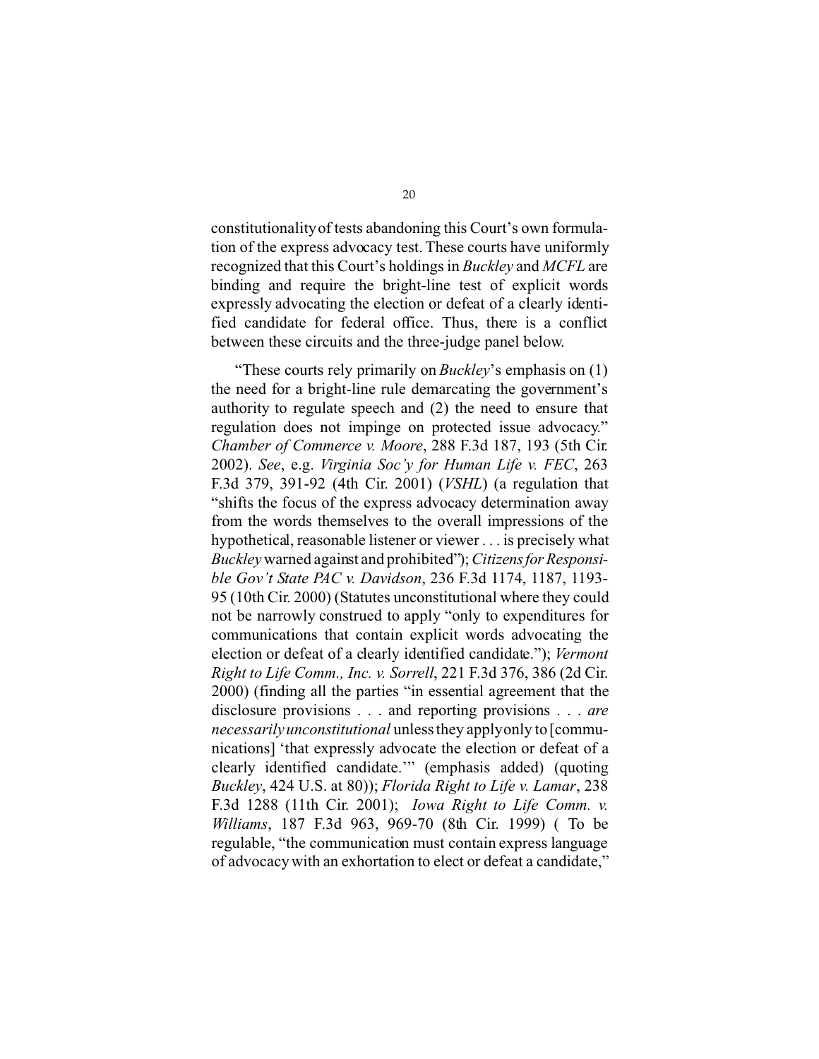constitutionality of tests abandoning this Court's own formulation of the express advocacy test. These courts have uniformly recognized that this Court's holdings in *Buckley* and *MCFL* are binding and require the bright-line test of explicit words expressly advocating the election or defeat of a clearly identified candidate for federal office. Thus, there is a conflict between these circuits and the three-judge panel below.

"These courts rely primarily on *Buckley*'s emphasis on (1) the need for a bright-line rule demarcating the government's authority to regulate speech and (2) the need to ensure that regulation does not impinge on protected issue advocacy." *Chamber of Commerce v. Moore*, 288 F.3d 187, 193 (5th Cir. 2002). *See*, e.g. *Virginia Soc'y for Human Life v. FEC*, 263 F.3d 379, 391-92 (4th Cir. 2001) (*VSHL*) (a regulation that "shifts the focus of the express advocacy determination away from the words themselves to the overall impressions of the hypothetical, reasonable listener or viewer . . . is precisely what *Buckley* warned against and prohibited"); *Citizens for Responsible Gov't State PAC v. Davidson*, 236 F.3d 1174, 1187, 1193-95 (10th Cir. 2000) (Statutes unconstitutional where they could not be narrowly construed to apply "only to expenditures for communications that contain explicit words advocating the election or defeat of a clearly identified candidate."); *Vermont Right to Life Comm., Inc. v. Sorrell*, 221 F.3d 376, 386 (2d Cir. 2000) (finding all the parties "in essential agreement that the disclosure provisions . . . and reporting provisions . . . *are necessarily unconstitutional* unless they apply only to [communications] 'that expressly advocate the election or defeat of a clearly identified candidate.'" (emphasis added) (quoting *Buckley*, 424 U.S. at 80)); *Florida Right to Life v. Lamar*, 238 F.3d 1288 (11th Cir. 2001); *Iowa Right to Life Comm. v. Williams*, 187 F.3d 963, 969-70 (8th Cir. 1999) ( To be regulable, "the communication must contain express language of advocacy with an exhortation to elect or defeat a candidate,"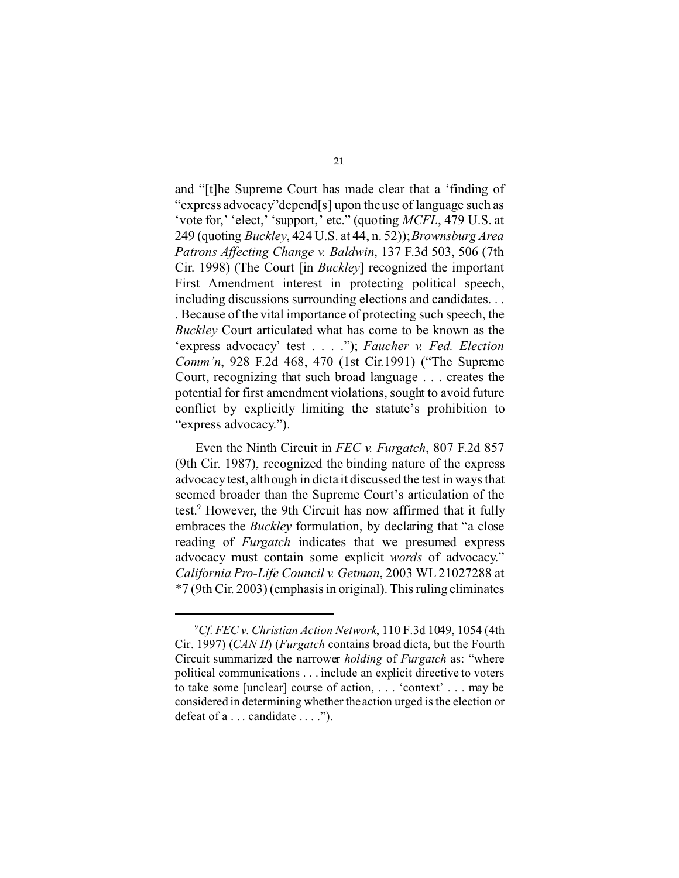and "[t]he Supreme Court has made clear that a 'finding of "express advocacy"depend[s] upon the use of language such as 'vote for,' 'elect,' 'support,' etc." (quoting *MCFL*, 479 U.S. at 249 (quoting *Buckley*, 424 U.S. at 44, n. 52)); *Brownsburg Area Patrons Affecting Change v. Baldwin*, 137 F.3d 503, 506 (7th Cir. 1998) (The Court [in *Buckley*] recognized the important First Amendment interest in protecting political speech, including discussions surrounding elections and candidates. . . . Because of the vital importance of protecting such speech, the *Buckley* Court articulated what has come to be known as the 'express advocacy' test . . . ."); *Faucher v. Fed. Election Comm'n*, 928 F.2d 468, 470 (1st Cir.1991) ("The Supreme Court, recognizing that such broad language . . . creates the potential for first amendment violations, sought to avoid future conflict by explicitly limiting the statute's prohibition to "express advocacy.").

Even the Ninth Circuit in *FEC v. Furgatch*, 807 F.2d 857 (9th Cir. 1987), recognized the binding nature of the express advocacy test, although in dicta it discussed the test in ways that seemed broader than the Supreme Court's articulation of the test.[9] However, the 9th Circuit has now affirmed that it fully embraces the *Buckley* formulation, by declaring that "a close reading of *Furgatch* indicates that we presumed express advocacy must contain some explicit *words* of advocacy." *California Pro-Life Council v. Getman*, 2003 WL 21027288 at *7 (9th Cir. 2003) (emphasis in original). This ruling eliminates

[9] *Cf. FEC v. Christian Action Network*, 110 F.3d 1049, 1054 (4th Cir. 1997) (*CAN II*) (*Furgatch* contains broad dicta, but the Fourth Circuit summarized the narrower *holding* of *Furgatch* as: "where political communications . . . include an explicit directive to voters to take some [unclear] course of action, . . . 'context' . . . may be considered in determining whether the action urged is the election or defeat of a . . . candidate . . . .").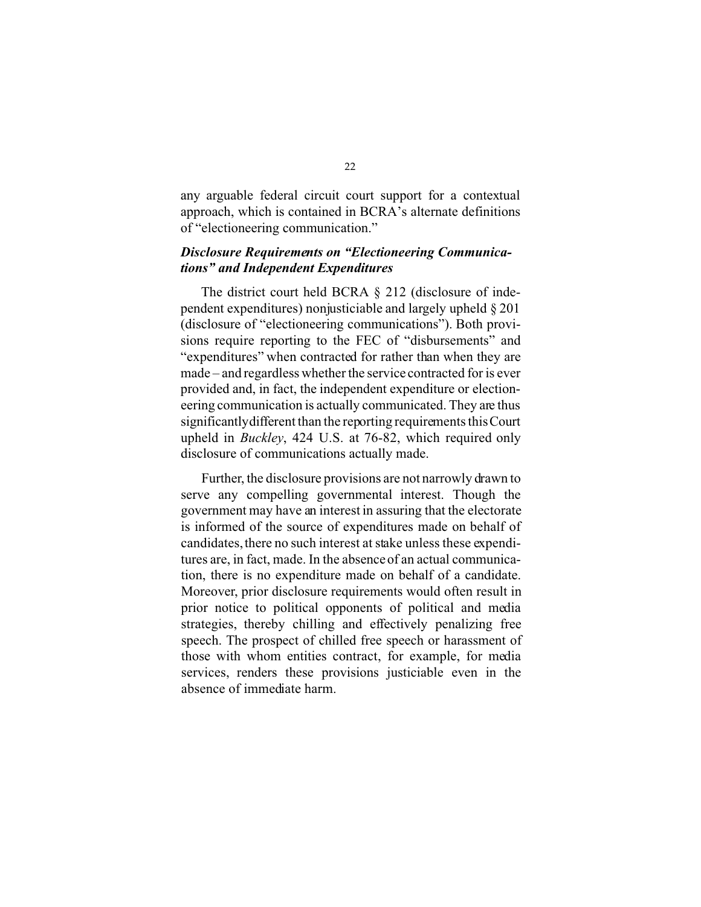any arguable federal circuit court support for a contextual approach, which is contained in BCRA's alternate definitions of "electioneering communication."

***Disclosure Requirements on "Electioneering Communications" and Independent Expenditures***

The district court held BCRA § 212 (disclosure of independent expenditures) nonjusticiable and largely upheld § 201 (disclosure of "electioneering communications"). Both provisions require reporting to the FEC of "disbursements" and "expenditures" when contracted for rather than when they are made – and regardless whether the service contracted for is ever provided and, in fact, the independent expenditure or electioneering communication is actually communicated. They are thus significantly different than the reporting requirements this Court upheld in *Buckley*, 424 U.S. at 76-82, which required only disclosure of communications actually made.

Further, the disclosure provisions are not narrowly drawn to serve any compelling governmental interest. Though the government may have an interest in assuring that the electorate is informed of the source of expenditures made on behalf of candidates, there no such interest at stake unless these expenditures are, in fact, made. In the absence of an actual communication, there is no expenditure made on behalf of a candidate. Moreover, prior disclosure requirements would often result in prior notice to political opponents of political and media strategies, thereby chilling and effectively penalizing free speech. The prospect of chilled free speech or harassment of those with whom entities contract, for example, for media services, renders these provisions justiciable even in the absence of immediate harm.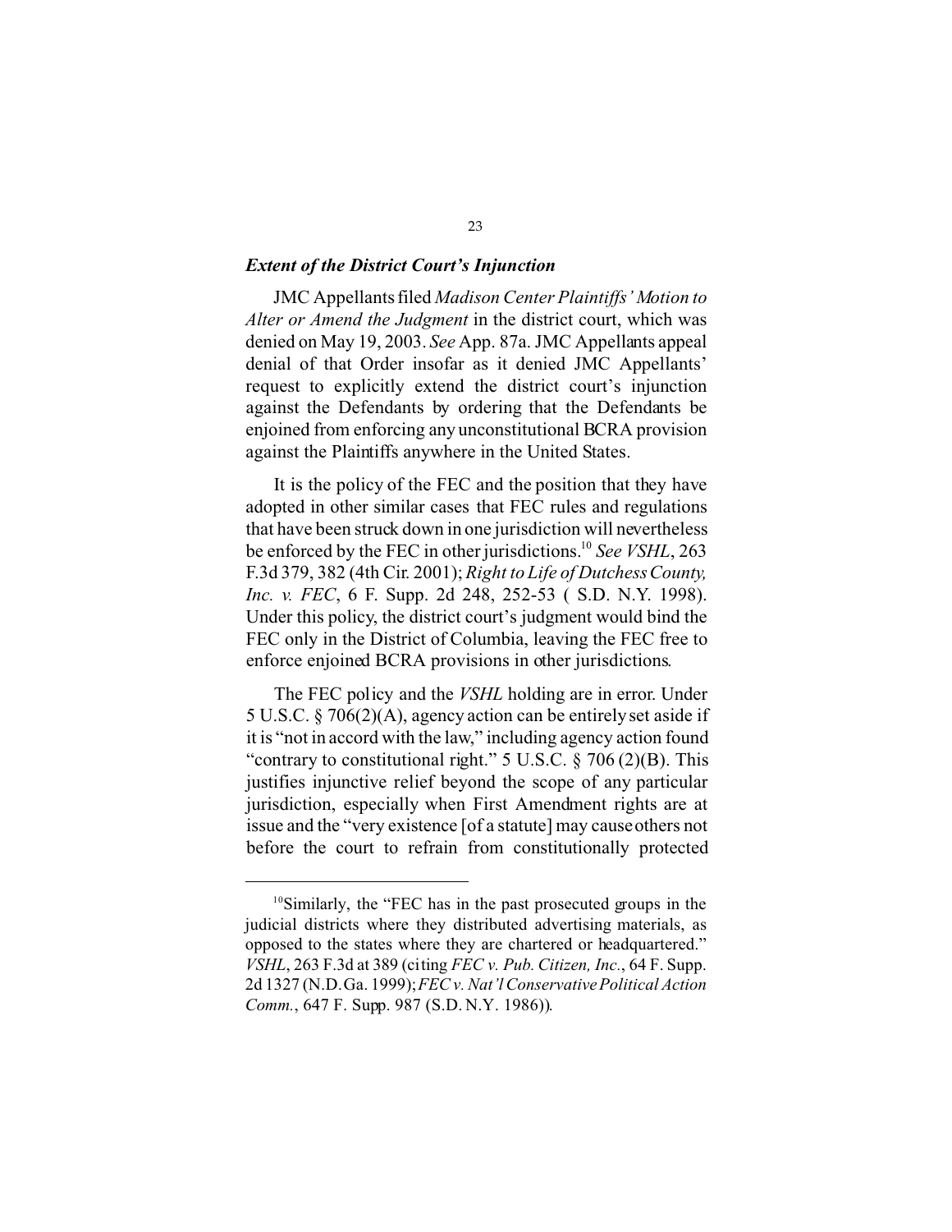### *Extent of the District Court's Injunction*

JMC Appellants filed *Madison Center Plaintiffs' Motion to Alter or Amend the Judgment* in the district court, which was denied on May 19, 2003. *See* App. 87a. JMC Appellants appeal denial of that Order insofar as it denied JMC Appellants' request to explicitly extend the district court's injunction against the Defendants by ordering that the Defendants be enjoined from enforcing any unconstitutional BCRA provision against the Plaintiffs anywhere in the United States.

It is the policy of the FEC and the position that they have adopted in other similar cases that FEC rules and regulations that have been struck down in one jurisdiction will nevertheless be enforced by the FEC in other jurisdictions.[10] *See VSHL*, 263 F.3d 379, 382 (4th Cir. 2001); *Right to Life of Dutchess County, Inc. v. FEC*, 6 F. Supp. 2d 248, 252-53 ( S.D. N.Y. 1998). Under this policy, the district court's judgment would bind the FEC only in the District of Columbia, leaving the FEC free to enforce enjoined BCRA provisions in other jurisdictions.

The FEC policy and the *VSHL* holding are in error. Under 5 U.S.C. § 706(2)(A), agency action can be entirely set aside if it is "not in accord with the law," including agency action found "contrary to constitutional right." 5 U.S.C. § 706 (2)(B). This justifies injunctive relief beyond the scope of any particular jurisdiction, especially when First Amendment rights are at issue and the "very existence [of a statute] may cause others not before the court to refrain from constitutionally protected

[10] Similarly, the "FEC has in the past prosecuted groups in the judicial districts where they distributed advertising materials, as opposed to the states where they are chartered or headquartered." *VSHL*, 263 F.3d at 389 (citing *FEC v. Pub. Citizen, Inc.*, 64 F. Supp. 2d 1327 (N.D. Ga. 1999); *FEC v. Nat'l Conservative Political Action Comm.*, 647 F. Supp. 987 (S.D. N.Y. 1986)).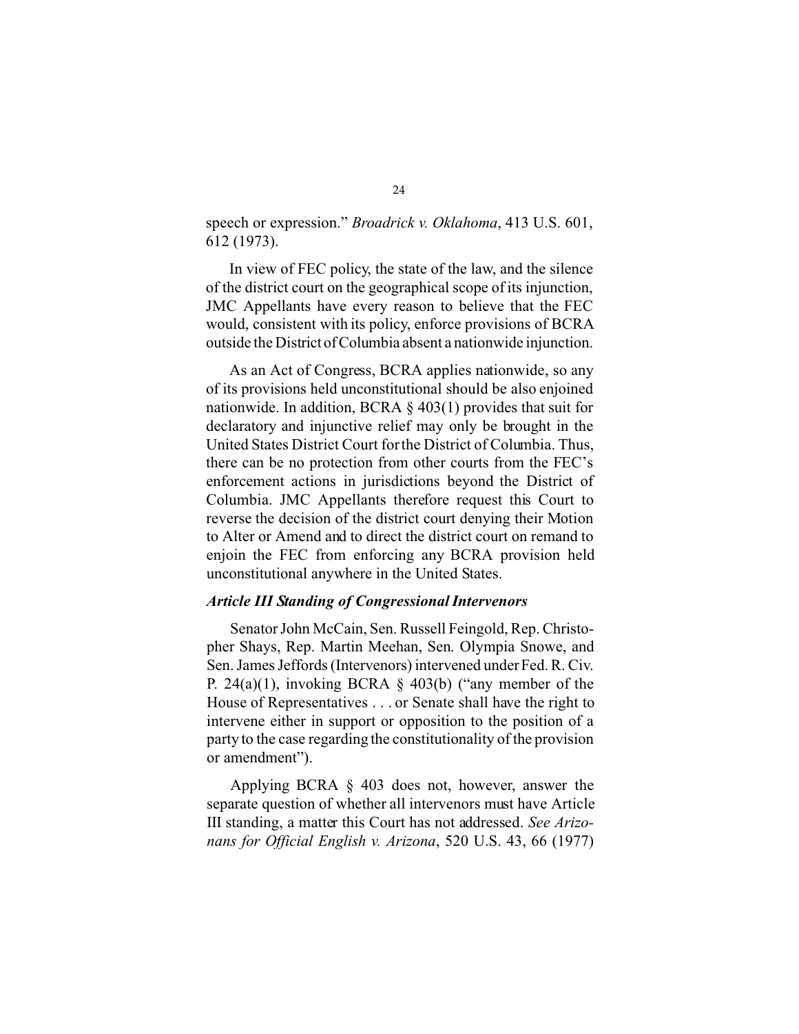speech or expression." *Broadrick v. Oklahoma*, 413 U.S. 601, 612 (1973).

In view of FEC policy, the state of the law, and the silence of the district court on the geographical scope of its injunction, JMC Appellants have every reason to believe that the FEC would, consistent with its policy, enforce provisions of BCRA outside the District of Columbia absent a nationwide injunction.

As an Act of Congress, BCRA applies nationwide, so any of its provisions held unconstitutional should be also enjoined nationwide. In addition, BCRA § 403(1) provides that suit for declaratory and injunctive relief may only be brought in the United States District Court for the District of Columbia. Thus, there can be no protection from other courts from the FEC's enforcement actions in jurisdictions beyond the District of Columbia. JMC Appellants therefore request this Court to reverse the decision of the district court denying their Motion to Alter or Amend and to direct the district court on remand to enjoin the FEC from enforcing any BCRA provision held unconstitutional anywhere in the United States.

***Article III Standing of Congressional Intervenors***

Senator John McCain, Sen. Russell Feingold, Rep. Christopher Shays, Rep. Martin Meehan, Sen. Olympia Snowe, and Sen. James Jeffords (Intervenors) intervened under Fed. R. Civ. P. 24(a)(1), invoking BCRA § 403(b) ("any member of the House of Representatives . . . or Senate shall have the right to intervene either in support or opposition to the position of a party to the case regarding the constitutionality of the provision or amendment").

Applying BCRA § 403 does not, however, answer the separate question of whether all intervenors must have Article III standing, a matter this Court has not addressed. *See Arizonans for Official English v. Arizona*, 520 U.S. 43, 66 (1977)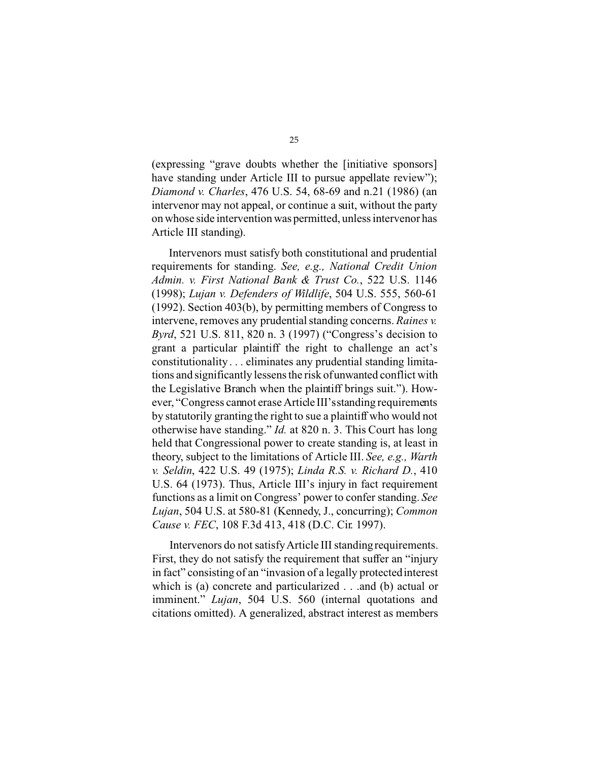(expressing "grave doubts whether the [initiative sponsors] have standing under Article III to pursue appellate review"); *Diamond v. Charles*, 476 U.S. 54, 68-69 and n.21 (1986) (an intervenor may not appeal, or continue a suit, without the party on whose side intervention was permitted, unless intervenor has Article III standing).

Intervenors must satisfy both constitutional and prudential requirements for standing. *See, e.g., National Credit Union Admin. v. First National Bank & Trust Co.*, 522 U.S. 1146 (1998); *Lujan v. Defenders of Wildlife*, 504 U.S. 555, 560-61 (1992). Section 403(b), by permitting members of Congress to intervene, removes any prudential standing concerns. *Raines v. Byrd*, 521 U.S. 811, 820 n. 3 (1997) ("Congress's decision to grant a particular plaintiff the right to challenge an act's constitutionality . . . eliminates any prudential standing limitations and significantly lessens the risk of unwanted conflict with the Legislative Branch when the plaintiff brings suit."). However, "Congress cannot erase Article III's standing requirements by statutorily granting the right to sue a plaintiff who would not otherwise have standing." *Id.* at 820 n. 3. This Court has long held that Congressional power to create standing is, at least in theory, subject to the limitations of Article III. *See, e.g., Warth v. Seldin*, 422 U.S. 49 (1975); *Linda R.S. v. Richard D.*, 410 U.S. 64 (1973). Thus, Article III's injury in fact requirement functions as a limit on Congress' power to confer standing. *See Lujan*, 504 U.S. at 580-81 (Kennedy, J., concurring); *Common Cause v. FEC*, 108 F.3d 413, 418 (D.C. Cir. 1997).

Intervenors do not satisfy Article III standing requirements. First, they do not satisfy the requirement that suffer an "injury in fact" consisting of an "invasion of a legally protected interest which is (a) concrete and particularized . . .and (b) actual or imminent." *Lujan*, 504 U.S. 560 (internal quotations and citations omitted). A generalized, abstract interest as members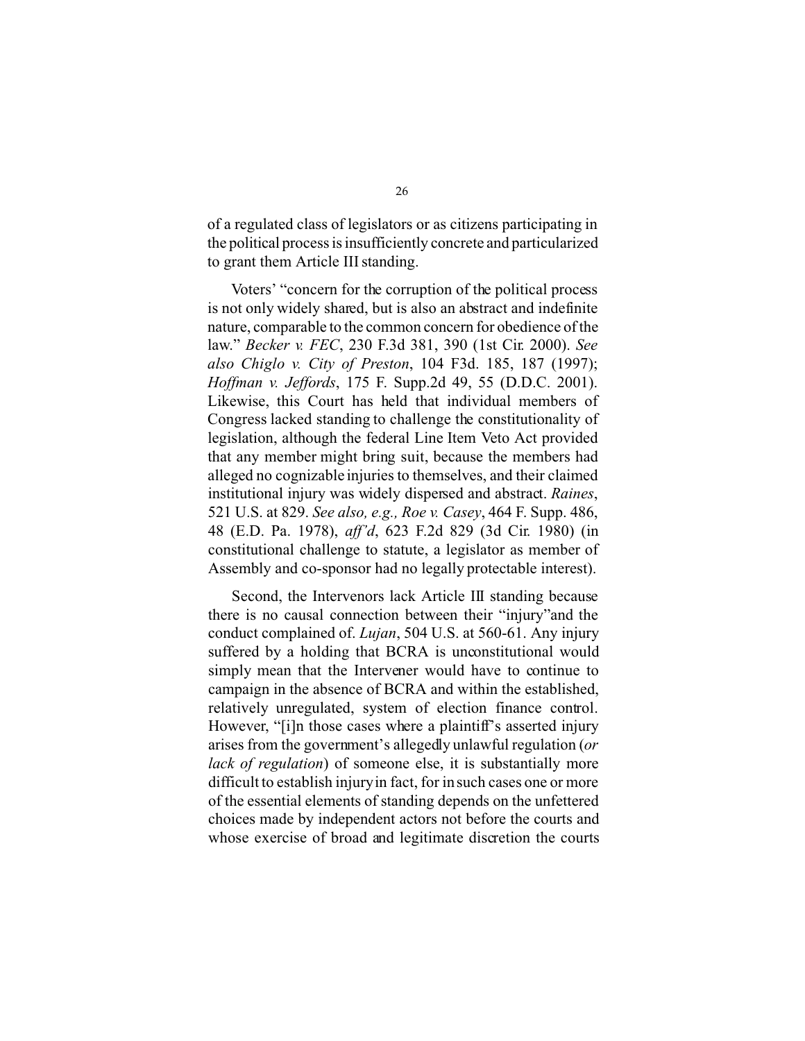of a regulated class of legislators or as citizens participating in the political process is insufficiently concrete and particularized to grant them Article III standing.

Voters' "concern for the corruption of the political process is not only widely shared, but is also an abstract and indefinite nature, comparable to the common concern for obedience of the law." *Becker v. FEC*, 230 F.3d 381, 390 (1st Cir. 2000). *See also Chiglo v. City of Preston*, 104 F3d. 185, 187 (1997); *Hoffman v. Jeffords*, 175 F. Supp.2d 49, 55 (D.D.C. 2001). Likewise, this Court has held that individual members of Congress lacked standing to challenge the constitutionality of legislation, although the federal Line Item Veto Act provided that any member might bring suit, because the members had alleged no cognizable injuries to themselves, and their claimed institutional injury was widely dispersed and abstract. *Raines*, 521 U.S. at 829. *See also, e.g., Roe v. Casey*, 464 F. Supp. 486, 48 (E.D. Pa. 1978), *aff'd*, 623 F.2d 829 (3d Cir. 1980) (in constitutional challenge to statute, a legislator as member of Assembly and co-sponsor had no legally protectable interest).

Second, the Intervenors lack Article III standing because there is no causal connection between their "injury"and the conduct complained of. *Lujan*, 504 U.S. at 560-61. Any injury suffered by a holding that BCRA is unconstitutional would simply mean that the Intervener would have to continue to campaign in the absence of BCRA and within the established, relatively unregulated, system of election finance control. However, "[i]n those cases where a plaintiff's asserted injury arises from the government's allegedly unlawful regulation (*or lack of regulation*) of someone else, it is substantially more difficult to establish injury in fact, for in such cases one or more of the essential elements of standing depends on the unfettered choices made by independent actors not before the courts and whose exercise of broad and legitimate discretion the courts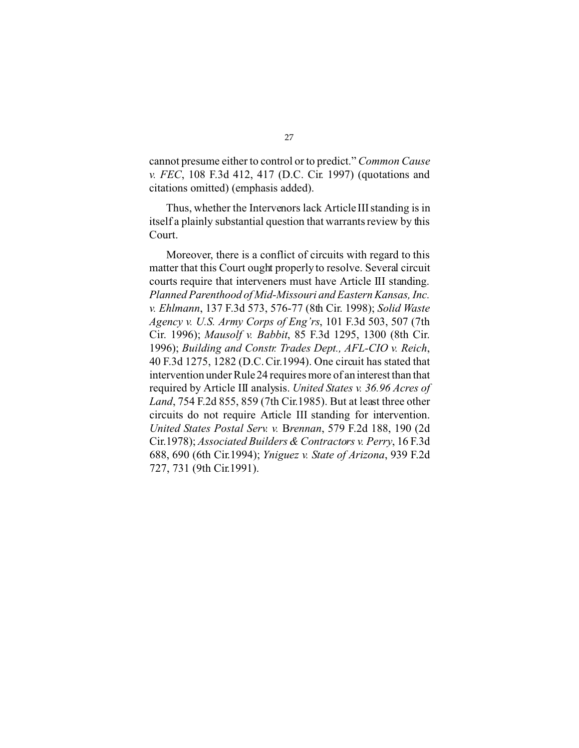cannot presume either to control or to predict." *Common Cause v. FEC*, 108 F.3d 412, 417 (D.C. Cir. 1997) (quotations and citations omitted) (emphasis added).

Thus, whether the Intervenors lack Article III standing is in itself a plainly substantial question that warrants review by this Court.

Moreover, there is a conflict of circuits with regard to this matter that this Court ought properly to resolve. Several circuit courts require that interveners must have Article III standing. *Planned Parenthood of Mid-Missouri and Eastern Kansas, Inc. v. Ehlmann*, 137 F.3d 573, 576-77 (8th Cir. 1998); *Solid Waste Agency v. U.S. Army Corps of Eng'rs*, 101 F.3d 503, 507 (7th Cir. 1996); *Mausolf v. Babbit*, 85 F.3d 1295, 1300 (8th Cir. 1996); *Building and Constr. Trades Dept., AFL-CIO v. Reich*, 40 F.3d 1275, 1282 (D.C. Cir.1994). One circuit has stated that intervention under Rule 24 requires more of an interest than that required by Article III analysis. *United States v. 36.96 Acres of Land*, 754 F.2d 855, 859 (7th Cir.1985). But at least three other circuits do not require Article III standing for intervention. *United States Postal Serv. v. Brennan*, 579 F.2d 188, 190 (2d Cir.1978); *Associated Builders & Contractors v. Perry*, 16 F.3d 688, 690 (6th Cir.1994); *Yniguez v. State of Arizona*, 939 F.2d 727, 731 (9th Cir.1991).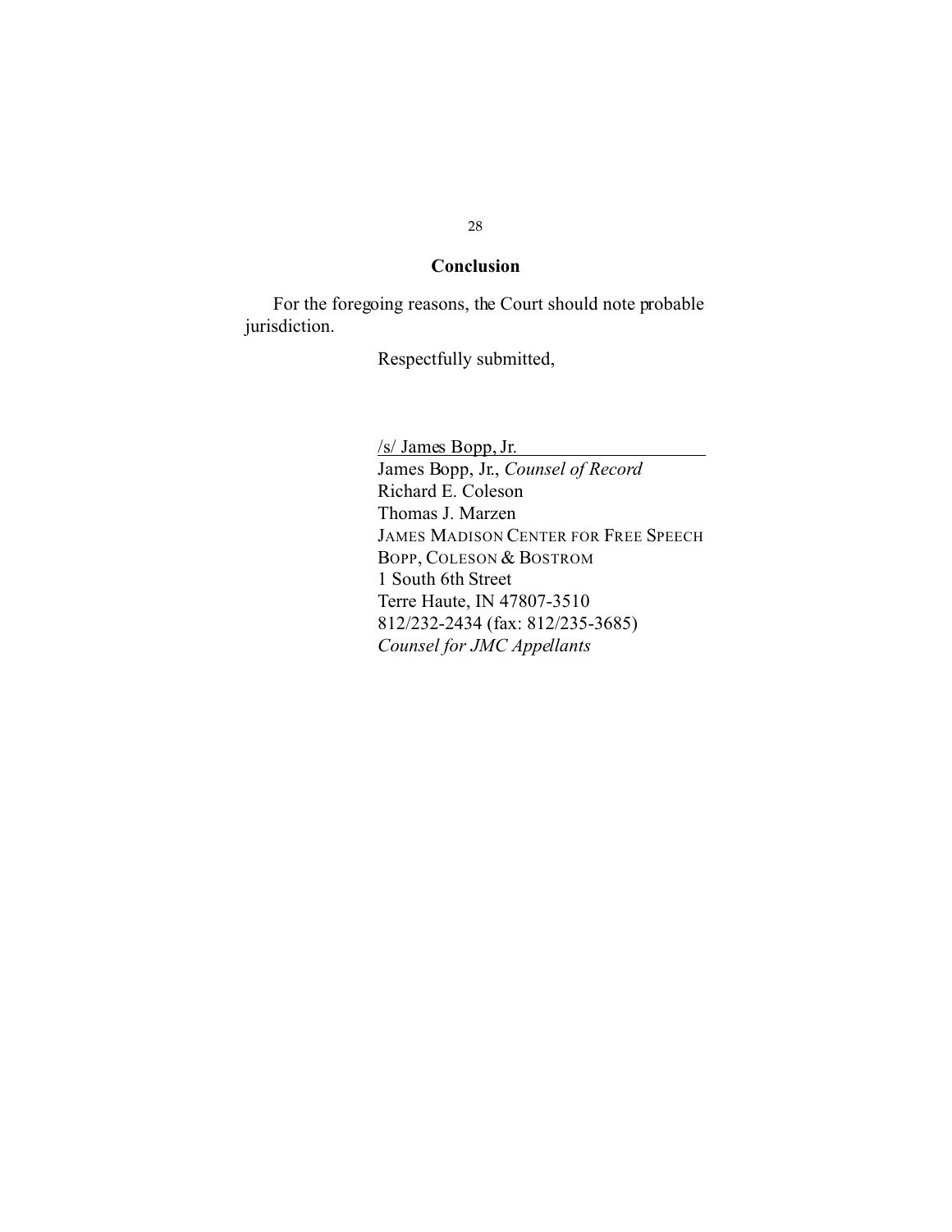## Conclusion

For the foregoing reasons, the Court should note probable jurisdiction.

Respectfully submitted,

/s/ James Bopp, Jr.

James Bopp, Jr., *Counsel of Record*
Richard E. Coleson
Thomas J. Marzen
JAMES MADISON CENTER FOR FREE SPEECH
BOPP, COLESON & BOSTROM
1 South 6th Street
Terre Haute, IN 47807-3510
812/232-2434 (fax: 812/235-3685)
*Counsel for JMC Appellants*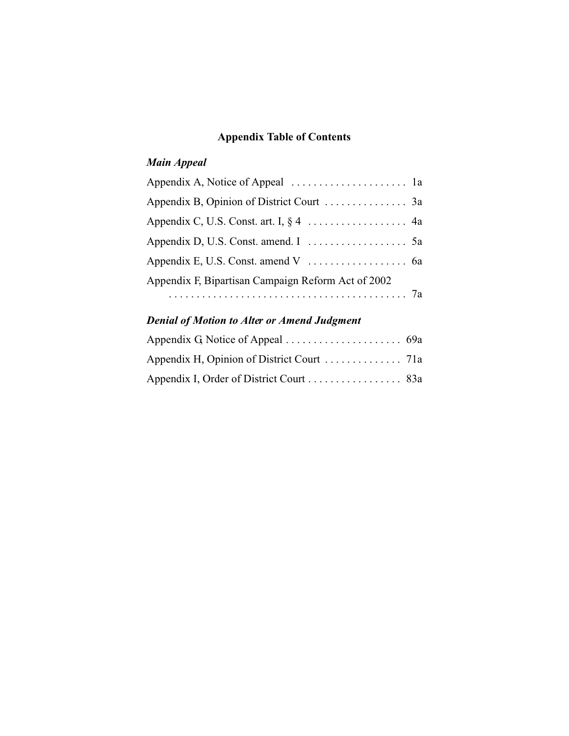## Appendix Table of Contents

### *Main Appeal*

Appendix A, Notice of Appeal . . . . . . . . . . . . . . . . . . . . . 1a

Appendix B, Opinion of District Court . . . . . . . . . . . . . . . 3a

Appendix C, U.S. Const. art. I, § 4 . . . . . . . . . . . . . . . . . . 4a

Appendix D, U.S. Const. amend. I . . . . . . . . . . . . . . . . . . 5a

Appendix E, U.S. Const. amend V . . . . . . . . . . . . . . . . . . 6a

Appendix F, Bipartisan Campaign Reform Act of 2002 . . . . . . . . . . . . . . . . . . . . . . . . . . . . . . . . . . . . . . . . . 7a

### *Denial of Motion to Alter or Amend Judgment*

Appendix G, Notice of Appeal . . . . . . . . . . . . . . . . . . . . . 69a

Appendix H, Opinion of District Court . . . . . . . . . . . . . . 71a

Appendix I, Order of District Court . . . . . . . . . . . . . . . . . 83a